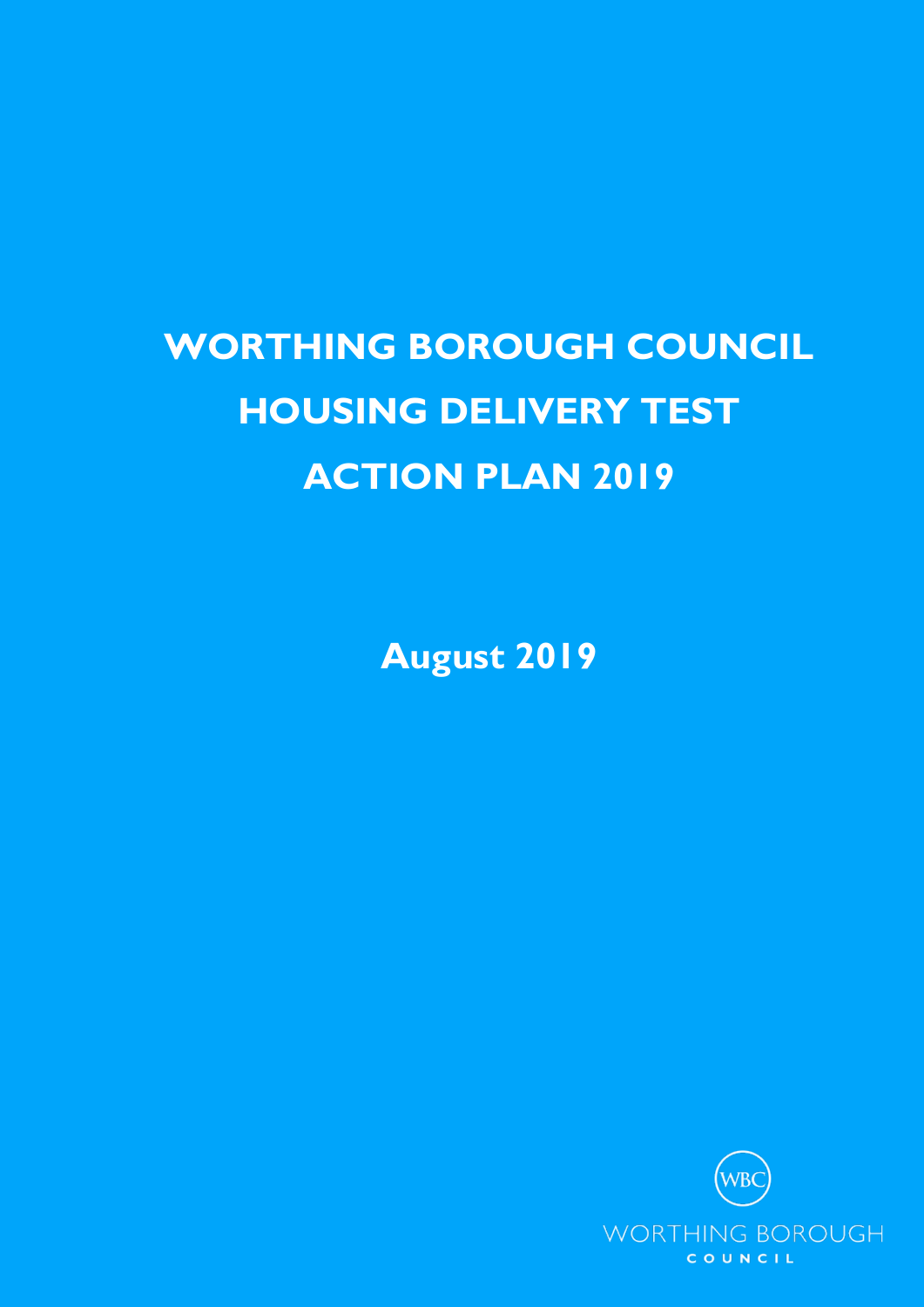# WORTHING BOROUGH COUNCIL
# HOUSING DELIVERY TEST
# ACTION PLAN 2019

**August 2019**

WBC

WORTHING BOROUGH

COUNCIL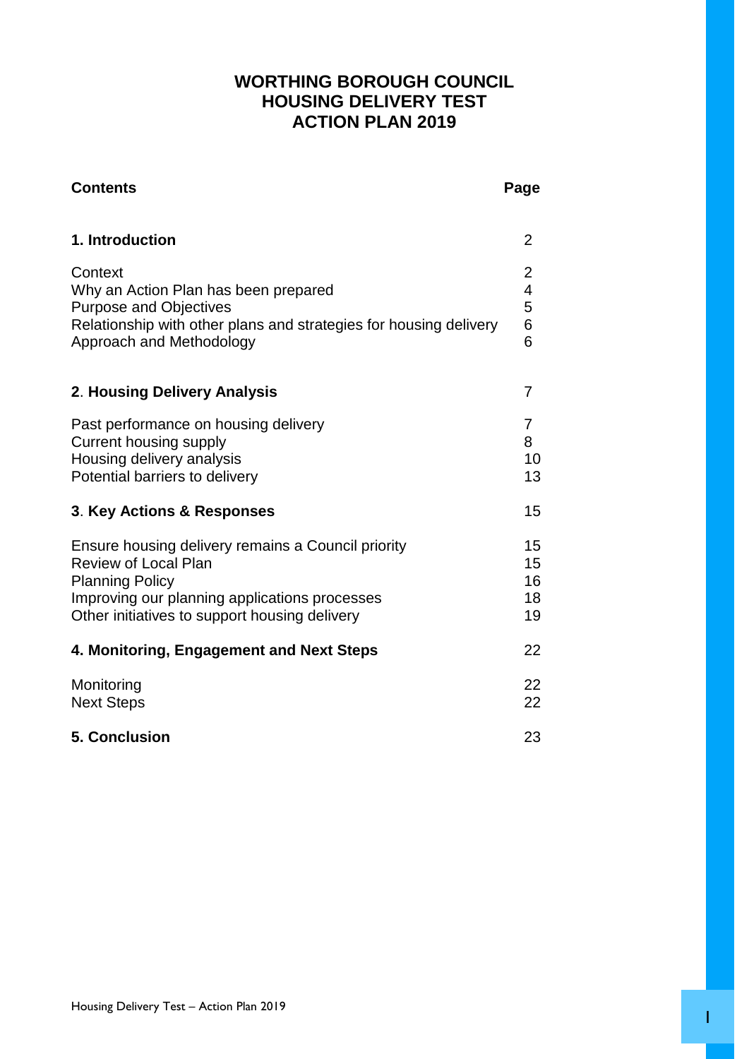# WORTHING BOROUGH COUNCIL
# HOUSING DELIVERY TEST
# ACTION PLAN 2019

| **Contents** | **Page** |
|---|---|
| **1. Introduction** | 2 |
| Context | 2 |
| Why an Action Plan has been prepared | 4 |
| Purpose and Objectives | 5 |
| Relationship with other plans and strategies for housing delivery | 6 |
| Approach and Methodology | 6 |
| **2. Housing Delivery Analysis** | 7 |
| Past performance on housing delivery | 7 |
| Current housing supply | 8 |
| Housing delivery analysis | 10 |
| Potential barriers to delivery | 13 |
| **3. Key Actions & Responses** | 15 |
| Ensure housing delivery remains a Council priority | 15 |
| Review of Local Plan | 15 |
| Planning Policy | 16 |
| Improving our planning applications processes | 18 |
| Other initiatives to support housing delivery | 19 |
| **4. Monitoring, Engagement and Next Steps** | 22 |
| Monitoring | 22 |
| Next Steps | 22 |
| **5. Conclusion** | 23 |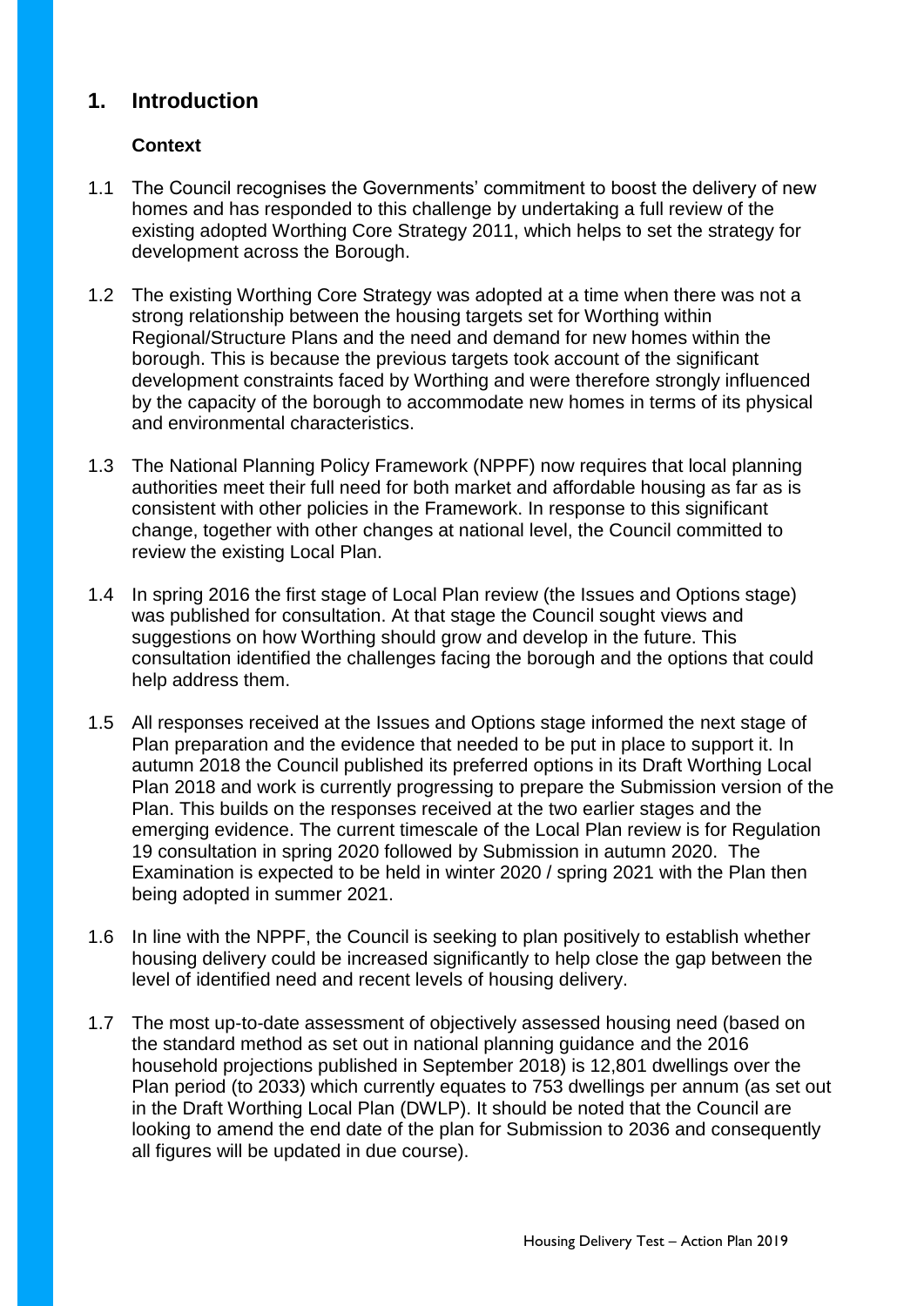# 1. Introduction

### Context

1.1 The Council recognises the Governments' commitment to boost the delivery of new homes and has responded to this challenge by undertaking a full review of the existing adopted Worthing Core Strategy 2011, which helps to set the strategy for development across the Borough.

1.2 The existing Worthing Core Strategy was adopted at a time when there was not a strong relationship between the housing targets set for Worthing within Regional/Structure Plans and the need and demand for new homes within the borough. This is because the previous targets took account of the significant development constraints faced by Worthing and were therefore strongly influenced by the capacity of the borough to accommodate new homes in terms of its physical and environmental characteristics.

1.3 The National Planning Policy Framework (NPPF) now requires that local planning authorities meet their full need for both market and affordable housing as far as is consistent with other policies in the Framework. In response to this significant change, together with other changes at national level, the Council committed to review the existing Local Plan.

1.4 In spring 2016 the first stage of Local Plan review (the Issues and Options stage) was published for consultation. At that stage the Council sought views and suggestions on how Worthing should grow and develop in the future. This consultation identified the challenges facing the borough and the options that could help address them.

1.5 All responses received at the Issues and Options stage informed the next stage of Plan preparation and the evidence that needed to be put in place to support it. In autumn 2018 the Council published its preferred options in its Draft Worthing Local Plan 2018 and work is currently progressing to prepare the Submission version of the Plan. This builds on the responses received at the two earlier stages and the emerging evidence. The current timescale of the Local Plan review is for Regulation 19 consultation in spring 2020 followed by Submission in autumn 2020. The Examination is expected to be held in winter 2020 / spring 2021 with the Plan then being adopted in summer 2021.

1.6 In line with the NPPF, the Council is seeking to plan positively to establish whether housing delivery could be increased significantly to help close the gap between the level of identified need and recent levels of housing delivery.

1.7 The most up-to-date assessment of objectively assessed housing need (based on the standard method as set out in national planning guidance and the 2016 household projections published in September 2018) is 12,801 dwellings over the Plan period (to 2033) which currently equates to 753 dwellings per annum (as set out in the Draft Worthing Local Plan (DWLP). It should be noted that the Council are looking to amend the end date of the plan for Submission to 2036 and consequently all figures will be updated in due course).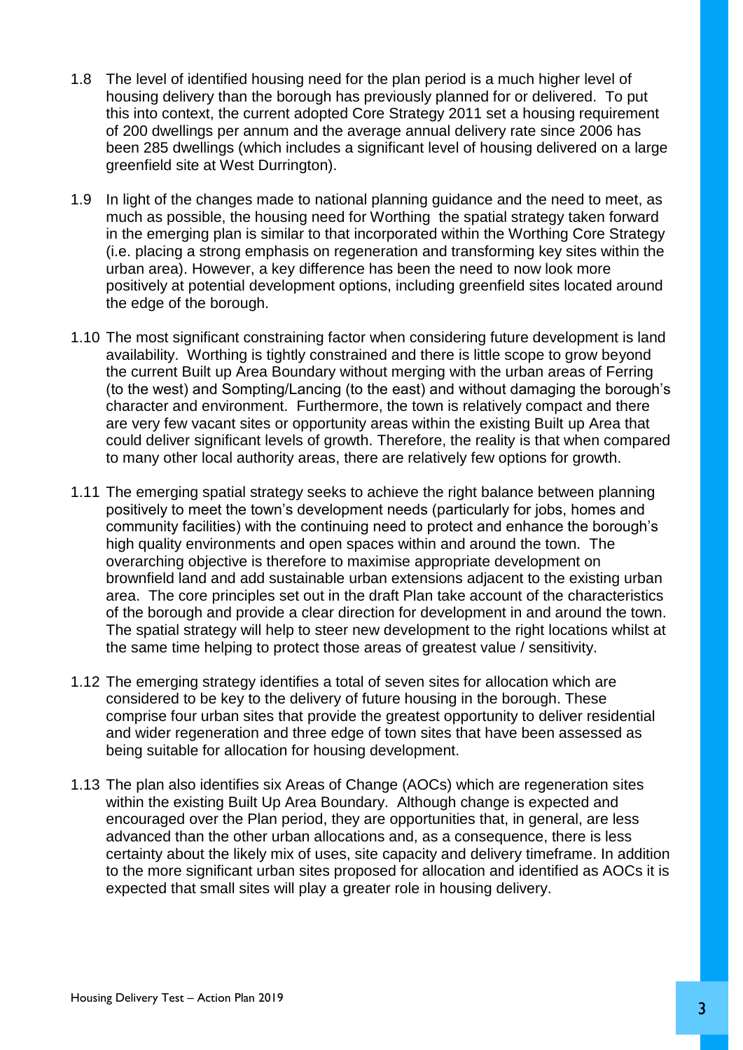1.8 The level of identified housing need for the plan period is a much higher level of housing delivery than the borough has previously planned for or delivered. To put this into context, the current adopted Core Strategy 2011 set a housing requirement of 200 dwellings per annum and the average annual delivery rate since 2006 has been 285 dwellings (which includes a significant level of housing delivered on a large greenfield site at West Durrington).

1.9 In light of the changes made to national planning guidance and the need to meet, as much as possible, the housing need for Worthing the spatial strategy taken forward in the emerging plan is similar to that incorporated within the Worthing Core Strategy (i.e. placing a strong emphasis on regeneration and transforming key sites within the urban area). However, a key difference has been the need to now look more positively at potential development options, including greenfield sites located around the edge of the borough.

1.10 The most significant constraining factor when considering future development is land availability. Worthing is tightly constrained and there is little scope to grow beyond the current Built up Area Boundary without merging with the urban areas of Ferring (to the west) and Sompting/Lancing (to the east) and without damaging the borough's character and environment. Furthermore, the town is relatively compact and there are very few vacant sites or opportunity areas within the existing Built up Area that could deliver significant levels of growth. Therefore, the reality is that when compared to many other local authority areas, there are relatively few options for growth.

1.11 The emerging spatial strategy seeks to achieve the right balance between planning positively to meet the town's development needs (particularly for jobs, homes and community facilities) with the continuing need to protect and enhance the borough's high quality environments and open spaces within and around the town. The overarching objective is therefore to maximise appropriate development on brownfield land and add sustainable urban extensions adjacent to the existing urban area. The core principles set out in the draft Plan take account of the characteristics of the borough and provide a clear direction for development in and around the town. The spatial strategy will help to steer new development to the right locations whilst at the same time helping to protect those areas of greatest value / sensitivity.

1.12 The emerging strategy identifies a total of seven sites for allocation which are considered to be key to the delivery of future housing in the borough. These comprise four urban sites that provide the greatest opportunity to deliver residential and wider regeneration and three edge of town sites that have been assessed as being suitable for allocation for housing development.

1.13 The plan also identifies six Areas of Change (AOCs) which are regeneration sites within the existing Built Up Area Boundary. Although change is expected and encouraged over the Plan period, they are opportunities that, in general, are less advanced than the other urban allocations and, as a consequence, there is less certainty about the likely mix of uses, site capacity and delivery timeframe. In addition to the more significant urban sites proposed for allocation and identified as AOCs it is expected that small sites will play a greater role in housing delivery.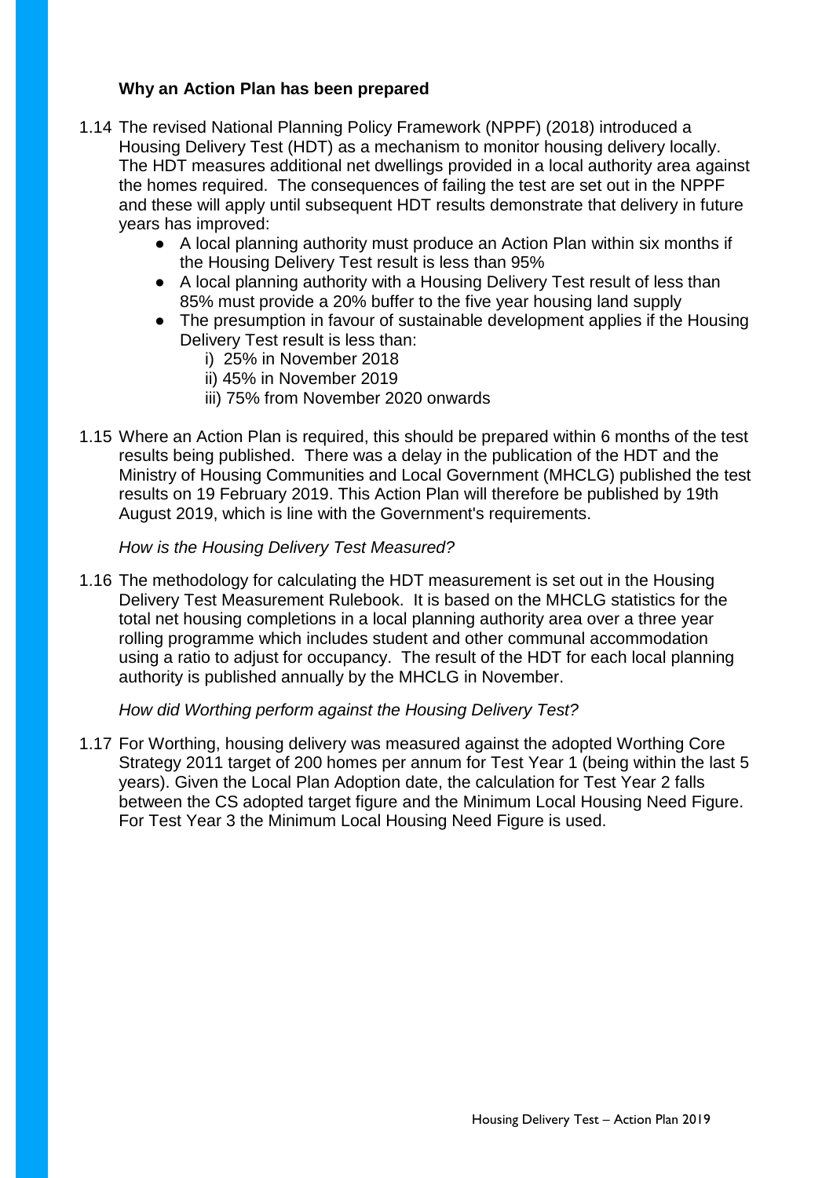**Why an Action Plan has been prepared**

1.14 The revised National Planning Policy Framework (NPPF) (2018) introduced a Housing Delivery Test (HDT) as a mechanism to monitor housing delivery locally. The HDT measures additional net dwellings provided in a local authority area against the homes required. The consequences of failing the test are set out in the NPPF and these will apply until subsequent HDT results demonstrate that delivery in future years has improved:

- A local planning authority must produce an Action Plan within six months if the Housing Delivery Test result is less than 95%
- A local planning authority with a Housing Delivery Test result of less than 85% must provide a 20% buffer to the five year housing land supply
- The presumption in favour of sustainable development applies if the Housing Delivery Test result is less than:
    - i) 25% in November 2018
    - ii) 45% in November 2019
    - iii) 75% from November 2020 onwards

1.15 Where an Action Plan is required, this should be prepared within 6 months of the test results being published. There was a delay in the publication of the HDT and the Ministry of Housing Communities and Local Government (MHCLG) published the test results on 19 February 2019. This Action Plan will therefore be published by 19th August 2019, which is line with the Government's requirements.

*How is the Housing Delivery Test Measured?*

1.16 The methodology for calculating the HDT measurement is set out in the Housing Delivery Test Measurement Rulebook. It is based on the MHCLG statistics for the total net housing completions in a local planning authority area over a three year rolling programme which includes student and other communal accommodation using a ratio to adjust for occupancy. The result of the HDT for each local planning authority is published annually by the MHCLG in November.

*How did Worthing perform against the Housing Delivery Test?*

1.17 For Worthing, housing delivery was measured against the adopted Worthing Core Strategy 2011 target of 200 homes per annum for Test Year 1 (being within the last 5 years). Given the Local Plan Adoption date, the calculation for Test Year 2 falls between the CS adopted target figure and the Minimum Local Housing Need Figure. For Test Year 3 the Minimum Local Housing Need Figure is used.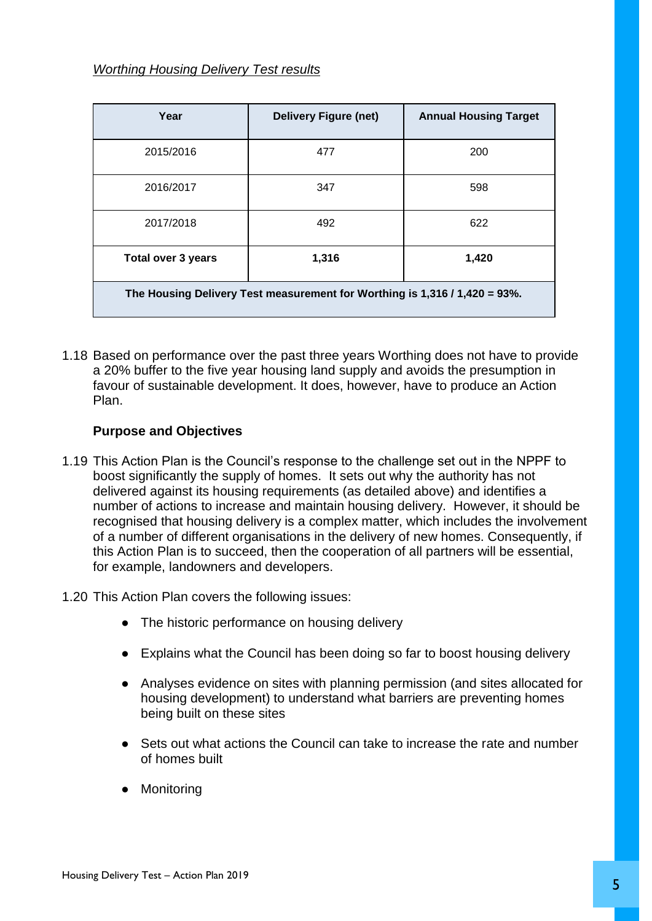*Worthing Housing Delivery Test results*

| Year | Delivery Figure (net) | Annual Housing Target |
|---|---|---|
| 2015/2016 | 477 | 200 |
| 2016/2017 | 347 | 598 |
| 2017/2018 | 492 | 622 |
| **Total over 3 years** | **1,316** | **1,420** |
| **The Housing Delivery Test measurement for Worthing is 1,316 / 1,420 = 93%.** | | |

1.18 Based on performance over the past three years Worthing does not have to provide a 20% buffer to the five year housing land supply and avoids the presumption in favour of sustainable development. It does, however, have to produce an Action Plan.

**Purpose and Objectives**

1.19 This Action Plan is the Council's response to the challenge set out in the NPPF to boost significantly the supply of homes. It sets out why the authority has not delivered against its housing requirements (as detailed above) and identifies a number of actions to increase and maintain housing delivery. However, it should be recognised that housing delivery is a complex matter, which includes the involvement of a number of different organisations in the delivery of new homes. Consequently, if this Action Plan is to succeed, then the cooperation of all partners will be essential, for example, landowners and developers.

1.20 This Action Plan covers the following issues:

- The historic performance on housing delivery
- Explains what the Council has been doing so far to boost housing delivery
- Analyses evidence on sites with planning permission (and sites allocated for housing development) to understand what barriers are preventing homes being built on these sites
- Sets out what actions the Council can take to increase the rate and number of homes built
- Monitoring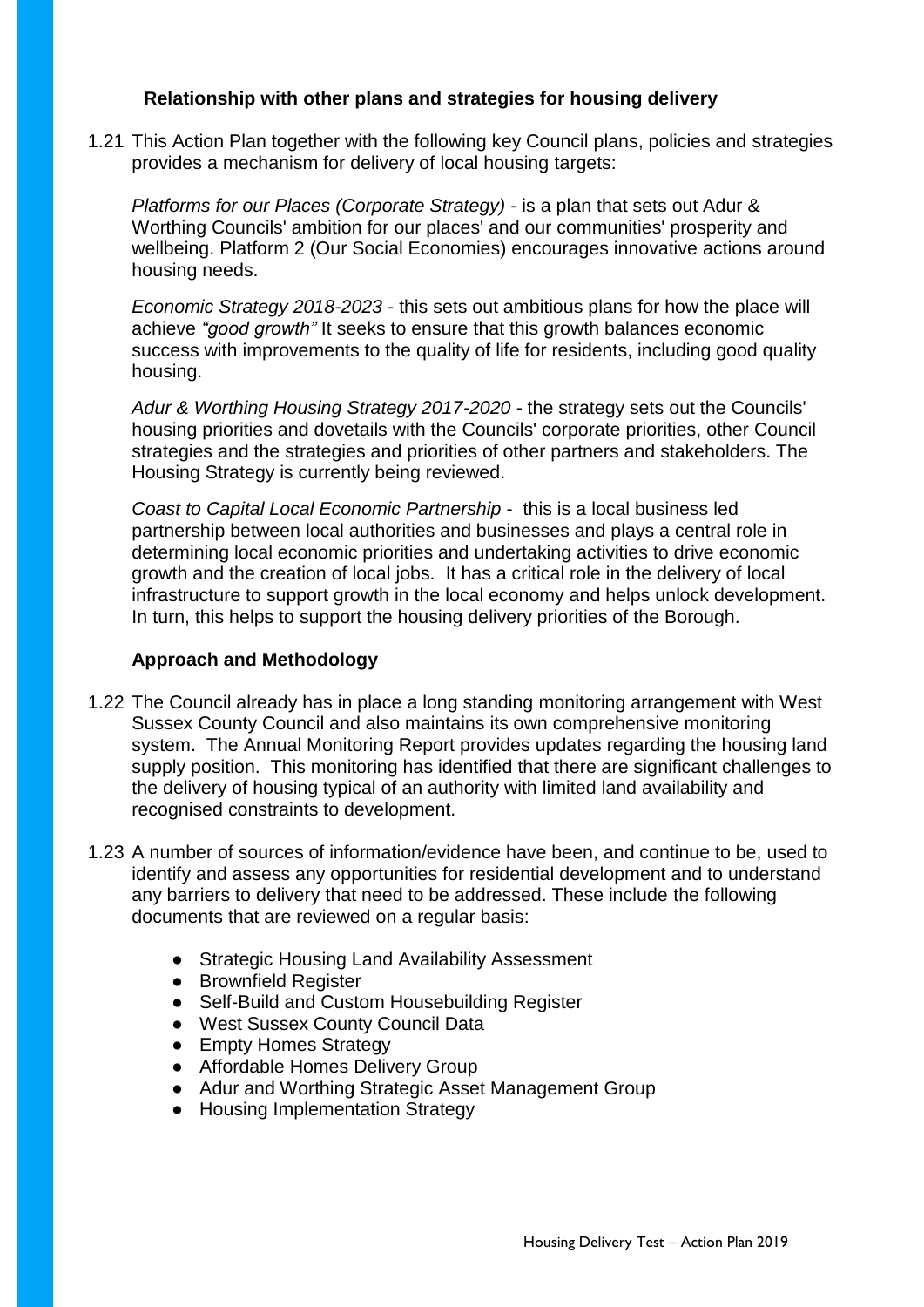### Relationship with other plans and strategies for housing delivery

1.21 This Action Plan together with the following key Council plans, policies and strategies provides a mechanism for delivery of local housing targets:

*Platforms for our Places (Corporate Strategy)* - is a plan that sets out Adur & Worthing Councils' ambition for our places' and our communities' prosperity and wellbeing. Platform 2 (Our Social Economies) encourages innovative actions around housing needs.

*Economic Strategy 2018-2023* - this sets out ambitious plans for how the place will achieve *"good growth"* It seeks to ensure that this growth balances economic success with improvements to the quality of life for residents, including good quality housing.

*Adur & Worthing Housing Strategy 2017-2020* - the strategy sets out the Councils' housing priorities and dovetails with the Councils' corporate priorities, other Council strategies and the strategies and priorities of other partners and stakeholders. The Housing Strategy is currently being reviewed.

*Coast to Capital Local Economic Partnership* - this is a local business led partnership between local authorities and businesses and plays a central role in determining local economic priorities and undertaking activities to drive economic growth and the creation of local jobs. It has a critical role in the delivery of local infrastructure to support growth in the local economy and helps unlock development. In turn, this helps to support the housing delivery priorities of the Borough.

### Approach and Methodology

1.22 The Council already has in place a long standing monitoring arrangement with West Sussex County Council and also maintains its own comprehensive monitoring system. The Annual Monitoring Report provides updates regarding the housing land supply position. This monitoring has identified that there are significant challenges to the delivery of housing typical of an authority with limited land availability and recognised constraints to development.

1.23 A number of sources of information/evidence have been, and continue to be, used to identify and assess any opportunities for residential development and to understand any barriers to delivery that need to be addressed. These include the following documents that are reviewed on a regular basis:

- Strategic Housing Land Availability Assessment
- Brownfield Register
- Self-Build and Custom Housebuilding Register
- West Sussex County Council Data
- Empty Homes Strategy
- Affordable Homes Delivery Group
- Adur and Worthing Strategic Asset Management Group
- Housing Implementation Strategy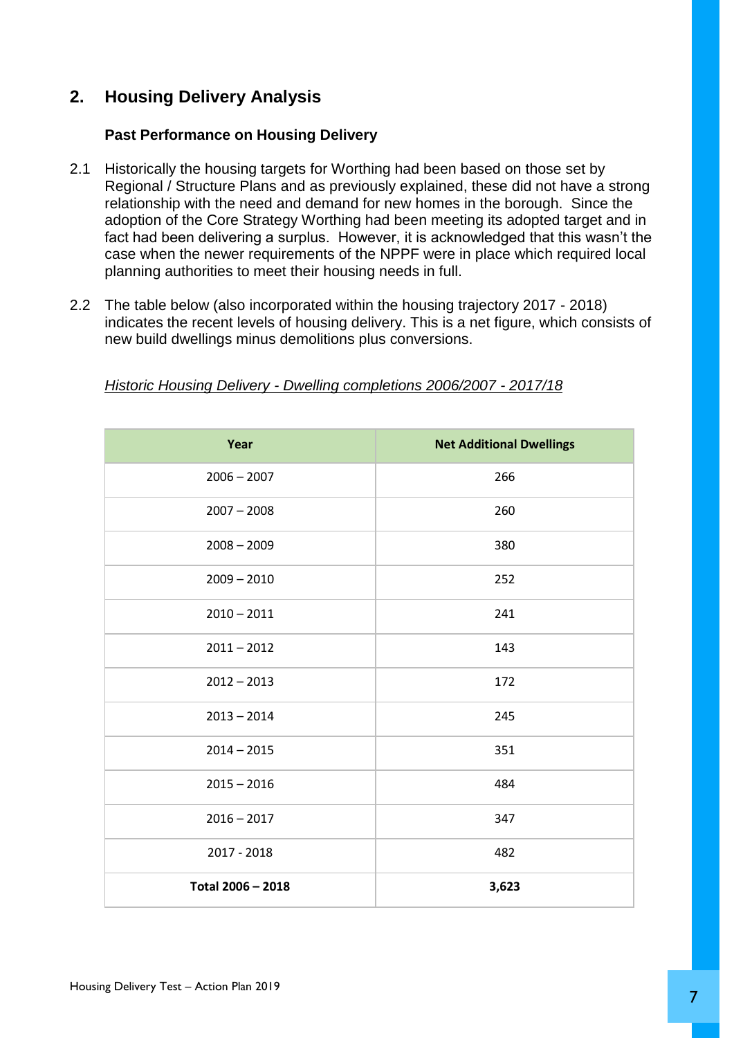## 2. Housing Delivery Analysis

### Past Performance on Housing Delivery

2.1 Historically the housing targets for Worthing had been based on those set by Regional / Structure Plans and as previously explained, these did not have a strong relationship with the need and demand for new homes in the borough. Since the adoption of the Core Strategy Worthing had been meeting its adopted target and in fact had been delivering a surplus. However, it is acknowledged that this wasn't the case when the newer requirements of the NPPF were in place which required local planning authorities to meet their housing needs in full.

2.2 The table below (also incorporated within the housing trajectory 2017 - 2018) indicates the recent levels of housing delivery. This is a net figure, which consists of new build dwellings minus demolitions plus conversions.

*Historic Housing Delivery - Dwelling completions 2006/2007 - 2017/18*

| Year | Net Additional Dwellings |
|---|---|
| 2006 – 2007 | 266 |
| 2007 – 2008 | 260 |
| 2008 – 2009 | 380 |
| 2009 – 2010 | 252 |
| 2010 – 2011 | 241 |
| 2011 – 2012 | 143 |
| 2012 – 2013 | 172 |
| 2013 – 2014 | 245 |
| 2014 – 2015 | 351 |
| 2015 – 2016 | 484 |
| 2016 – 2017 | 347 |
| 2017 - 2018 | 482 |
| **Total 2006 – 2018** | **3,623** |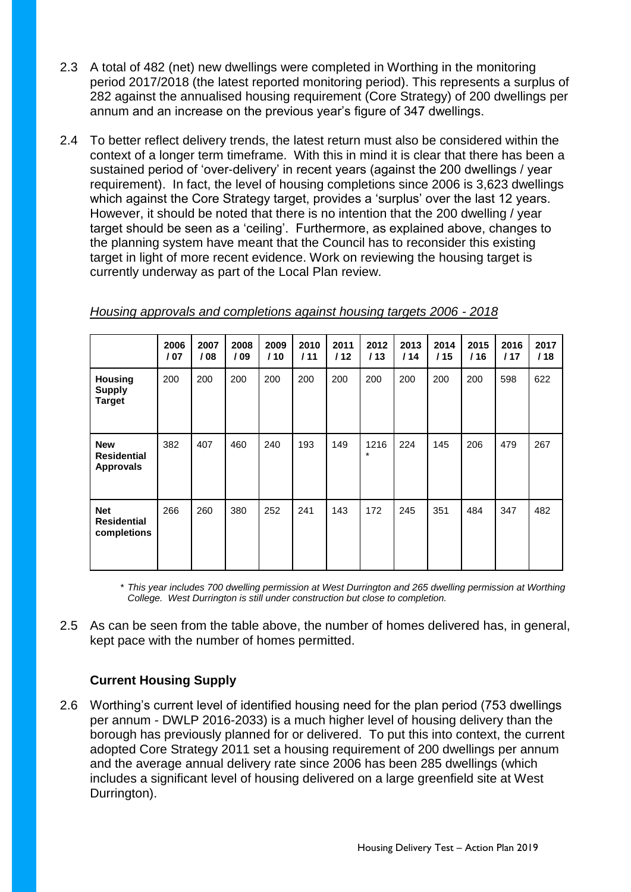2.3 A total of 482 (net) new dwellings were completed in Worthing in the monitoring period 2017/2018 (the latest reported monitoring period). This represents a surplus of 282 against the annualised housing requirement (Core Strategy) of 200 dwellings per annum and an increase on the previous year's figure of 347 dwellings.

2.4 To better reflect delivery trends, the latest return must also be considered within the context of a longer term timeframe. With this in mind it is clear that there has been a sustained period of 'over-delivery' in recent years (against the 200 dwellings / year requirement). In fact, the level of housing completions since 2006 is 3,623 dwellings which against the Core Strategy target, provides a 'surplus' over the last 12 years. However, it should be noted that there is no intention that the 200 dwelling / year target should be seen as a 'ceiling'. Furthermore, as explained above, changes to the planning system have meant that the Council has to reconsider this existing target in light of more recent evidence. Work on reviewing the housing target is currently underway as part of the Local Plan review.

*Housing approvals and completions against housing targets 2006 - 2018*

| | 2006 / 07 | 2007 / 08 | 2008 / 09 | 2009 / 10 | 2010 / 11 | 2011 / 12 | 2012 / 13 | 2013 / 14 | 2014 / 15 | 2015 / 16 | 2016 / 17 | 2017 / 18 |
|---|---|---|---|---|---|---|---|---|---|---|---|---|
| **Housing Supply Target** | 200 | 200 | 200 | 200 | 200 | 200 | 200 | 200 | 200 | 200 | 598 | 622 |
| **New Residential Approvals** | 382 | 407 | 460 | 240 | 193 | 149 | 1216 * | 224 | 145 | 206 | 479 | 267 |
| **Net Residential completions** | 266 | 260 | 380 | 252 | 241 | 143 | 172 | 245 | 351 | 484 | 347 | 482 |

*\* This year includes 700 dwelling permission at West Durrington and 265 dwelling permission at Worthing College. West Durrington is still under construction but close to completion.*

2.5 As can be seen from the table above, the number of homes delivered has, in general, kept pace with the number of homes permitted.

### Current Housing Supply

2.6 Worthing's current level of identified housing need for the plan period (753 dwellings per annum - DWLP 2016-2033) is a much higher level of housing delivery than the borough has previously planned for or delivered. To put this into context, the current adopted Core Strategy 2011 set a housing requirement of 200 dwellings per annum and the average annual delivery rate since 2006 has been 285 dwellings (which includes a significant level of housing delivered on a large greenfield site at West Durrington).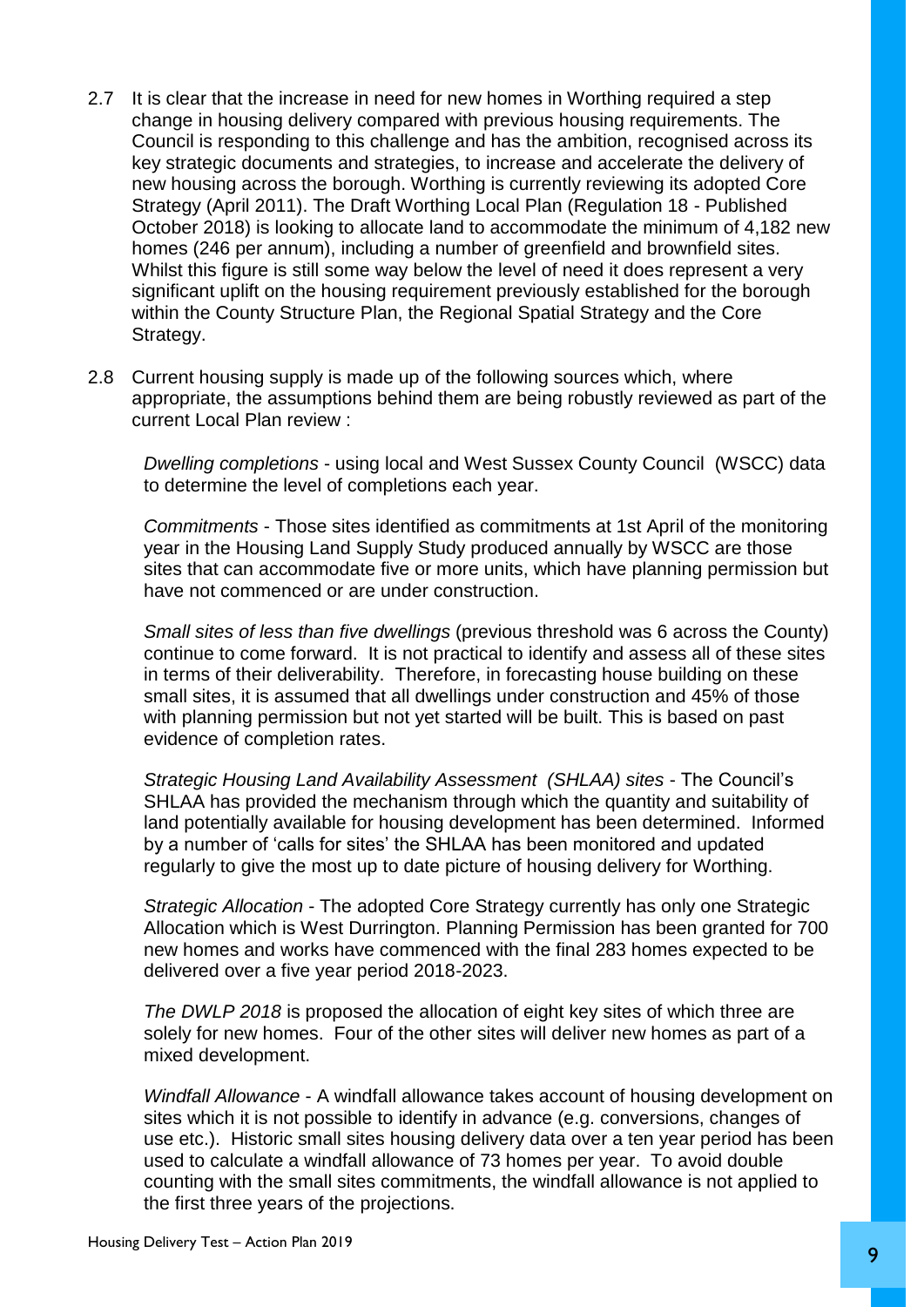2.7 It is clear that the increase in need for new homes in Worthing required a step change in housing delivery compared with previous housing requirements. The Council is responding to this challenge and has the ambition, recognised across its key strategic documents and strategies, to increase and accelerate the delivery of new housing across the borough. Worthing is currently reviewing its adopted Core Strategy (April 2011). The Draft Worthing Local Plan (Regulation 18 - Published October 2018) is looking to allocate land to accommodate the minimum of 4,182 new homes (246 per annum), including a number of greenfield and brownfield sites. Whilst this figure is still some way below the level of need it does represent a very significant uplift on the housing requirement previously established for the borough within the County Structure Plan, the Regional Spatial Strategy and the Core Strategy.

2.8 Current housing supply is made up of the following sources which, where appropriate, the assumptions behind them are being robustly reviewed as part of the current Local Plan review :

*Dwelling completions* - using local and West Sussex County Council (WSCC) data to determine the level of completions each year.

*Commitments* - Those sites identified as commitments at 1st April of the monitoring year in the Housing Land Supply Study produced annually by WSCC are those sites that can accommodate five or more units, which have planning permission but have not commenced or are under construction.

*Small sites of less than five dwellings* (previous threshold was 6 across the County) continue to come forward. It is not practical to identify and assess all of these sites in terms of their deliverability. Therefore, in forecasting house building on these small sites, it is assumed that all dwellings under construction and 45% of those with planning permission but not yet started will be built. This is based on past evidence of completion rates.

*Strategic Housing Land Availability Assessment (SHLAA) sites* - The Council's SHLAA has provided the mechanism through which the quantity and suitability of land potentially available for housing development has been determined. Informed by a number of 'calls for sites' the SHLAA has been monitored and updated regularly to give the most up to date picture of housing delivery for Worthing.

*Strategic Allocation* - The adopted Core Strategy currently has only one Strategic Allocation which is West Durrington. Planning Permission has been granted for 700 new homes and works have commenced with the final 283 homes expected to be delivered over a five year period 2018-2023.

*The DWLP 2018* is proposed the allocation of eight key sites of which three are solely for new homes. Four of the other sites will deliver new homes as part of a mixed development.

*Windfall Allowance* - A windfall allowance takes account of housing development on sites which it is not possible to identify in advance (e.g. conversions, changes of use etc.). Historic small sites housing delivery data over a ten year period has been used to calculate a windfall allowance of 73 homes per year. To avoid double counting with the small sites commitments, the windfall allowance is not applied to the first three years of the projections.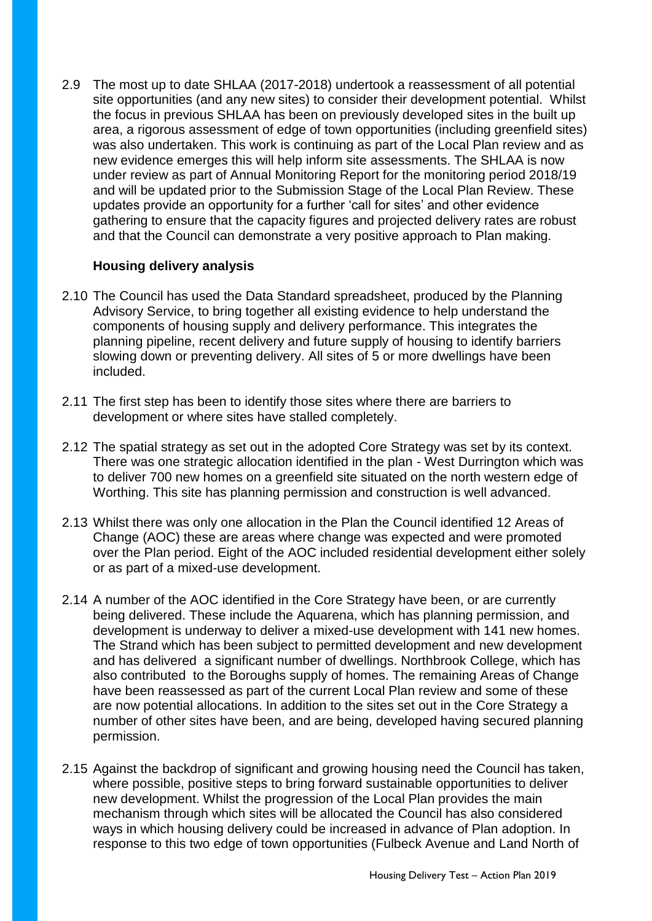2.9 The most up to date SHLAA (2017-2018) undertook a reassessment of all potential site opportunities (and any new sites) to consider their development potential. Whilst the focus in previous SHLAA has been on previously developed sites in the built up area, a rigorous assessment of edge of town opportunities (including greenfield sites) was also undertaken. This work is continuing as part of the Local Plan review and as new evidence emerges this will help inform site assessments. The SHLAA is now under review as part of Annual Monitoring Report for the monitoring period 2018/19 and will be updated prior to the Submission Stage of the Local Plan Review. These updates provide an opportunity for a further 'call for sites' and other evidence gathering to ensure that the capacity figures and projected delivery rates are robust and that the Council can demonstrate a very positive approach to Plan making.

**Housing delivery analysis**

2.10 The Council has used the Data Standard spreadsheet, produced by the Planning Advisory Service, to bring together all existing evidence to help understand the components of housing supply and delivery performance. This integrates the planning pipeline, recent delivery and future supply of housing to identify barriers slowing down or preventing delivery. All sites of 5 or more dwellings have been included.

2.11 The first step has been to identify those sites where there are barriers to development or where sites have stalled completely.

2.12 The spatial strategy as set out in the adopted Core Strategy was set by its context. There was one strategic allocation identified in the plan - West Durrington which was to deliver 700 new homes on a greenfield site situated on the north western edge of Worthing. This site has planning permission and construction is well advanced.

2.13 Whilst there was only one allocation in the Plan the Council identified 12 Areas of Change (AOC) these are areas where change was expected and were promoted over the Plan period. Eight of the AOC included residential development either solely or as part of a mixed-use development.

2.14 A number of the AOC identified in the Core Strategy have been, or are currently being delivered. These include the Aquarena, which has planning permission, and development is underway to deliver a mixed-use development with 141 new homes. The Strand which has been subject to permitted development and new development and has delivered a significant number of dwellings. Northbrook College, which has also contributed to the Boroughs supply of homes. The remaining Areas of Change have been reassessed as part of the current Local Plan review and some of these are now potential allocations. In addition to the sites set out in the Core Strategy a number of other sites have been, and are being, developed having secured planning permission.

2.15 Against the backdrop of significant and growing housing need the Council has taken, where possible, positive steps to bring forward sustainable opportunities to deliver new development. Whilst the progression of the Local Plan provides the main mechanism through which sites will be allocated the Council has also considered ways in which housing delivery could be increased in advance of Plan adoption. In response to this two edge of town opportunities (Fulbeck Avenue and Land North of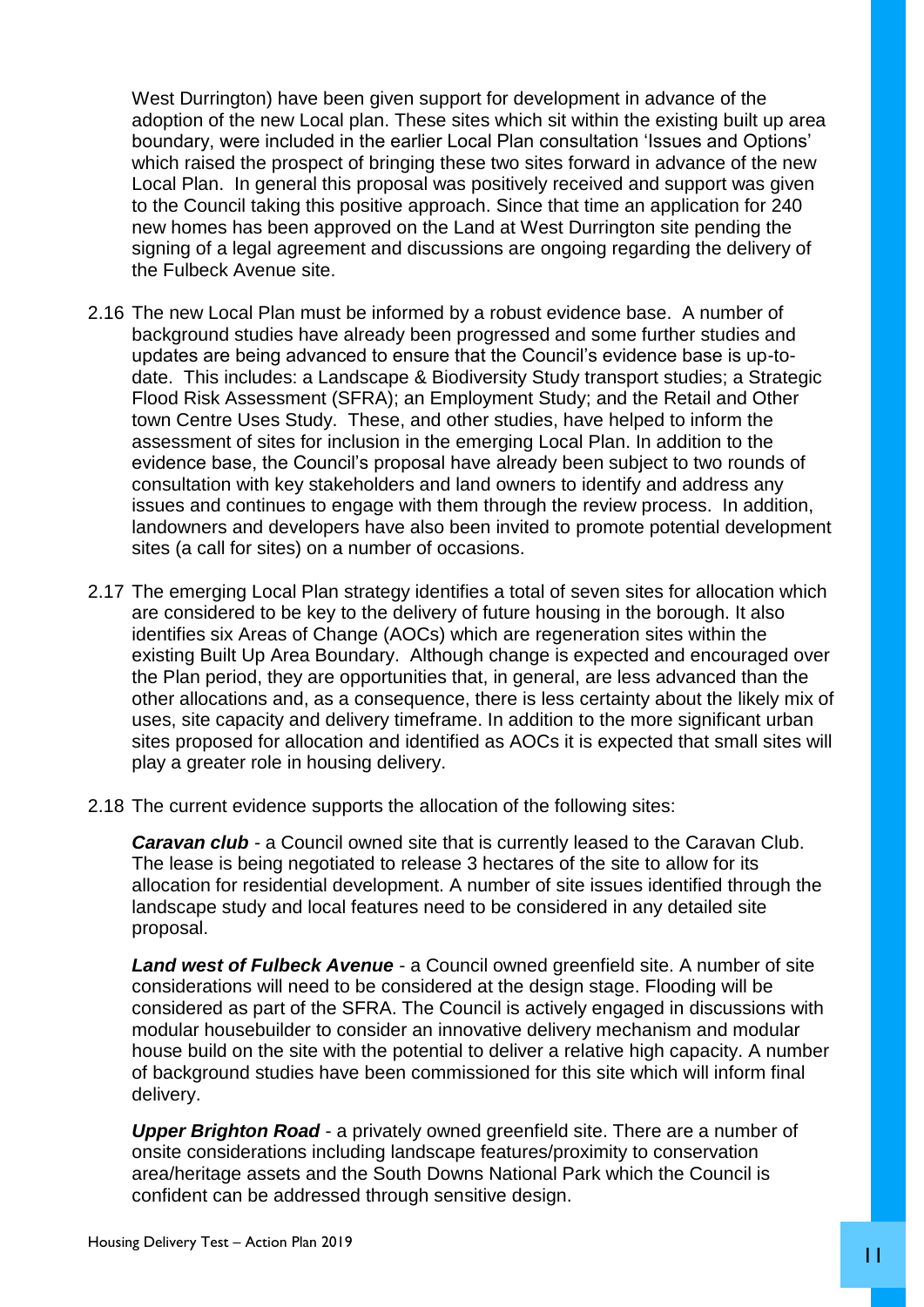West Durrington) have been given support for development in advance of the adoption of the new Local plan. These sites which sit within the existing built up area boundary, were included in the earlier Local Plan consultation 'Issues and Options' which raised the prospect of bringing these two sites forward in advance of the new Local Plan. In general this proposal was positively received and support was given to the Council taking this positive approach. Since that time an application for 240 new homes has been approved on the Land at West Durrington site pending the signing of a legal agreement and discussions are ongoing regarding the delivery of the Fulbeck Avenue site.

2.16 The new Local Plan must be informed by a robust evidence base. A number of background studies have already been progressed and some further studies and updates are being advanced to ensure that the Council's evidence base is up-to-date. This includes: a Landscape & Biodiversity Study transport studies; a Strategic Flood Risk Assessment (SFRA); an Employment Study; and the Retail and Other town Centre Uses Study. These, and other studies, have helped to inform the assessment of sites for inclusion in the emerging Local Plan. In addition to the evidence base, the Council's proposal have already been subject to two rounds of consultation with key stakeholders and land owners to identify and address any issues and continues to engage with them through the review process. In addition, landowners and developers have also been invited to promote potential development sites (a call for sites) on a number of occasions.

2.17 The emerging Local Plan strategy identifies a total of seven sites for allocation which are considered to be key to the delivery of future housing in the borough. It also identifies six Areas of Change (AOCs) which are regeneration sites within the existing Built Up Area Boundary. Although change is expected and encouraged over the Plan period, they are opportunities that, in general, are less advanced than the other allocations and, as a consequence, there is less certainty about the likely mix of uses, site capacity and delivery timeframe. In addition to the more significant urban sites proposed for allocation and identified as AOCs it is expected that small sites will play a greater role in housing delivery.

2.18 The current evidence supports the allocation of the following sites:

***Caravan club*** - a Council owned site that is currently leased to the Caravan Club. The lease is being negotiated to release 3 hectares of the site to allow for its allocation for residential development. A number of site issues identified through the landscape study and local features need to be considered in any detailed site proposal.

***Land west of Fulbeck Avenue*** - a Council owned greenfield site. A number of site considerations will need to be considered at the design stage. Flooding will be considered as part of the SFRA. The Council is actively engaged in discussions with modular housebuilder to consider an innovative delivery mechanism and modular house build on the site with the potential to deliver a relative high capacity. A number of background studies have been commissioned for this site which will inform final delivery.

***Upper Brighton Road*** - a privately owned greenfield site. There are a number of onsite considerations including landscape features/proximity to conservation area/heritage assets and the South Downs National Park which the Council is confident can be addressed through sensitive design.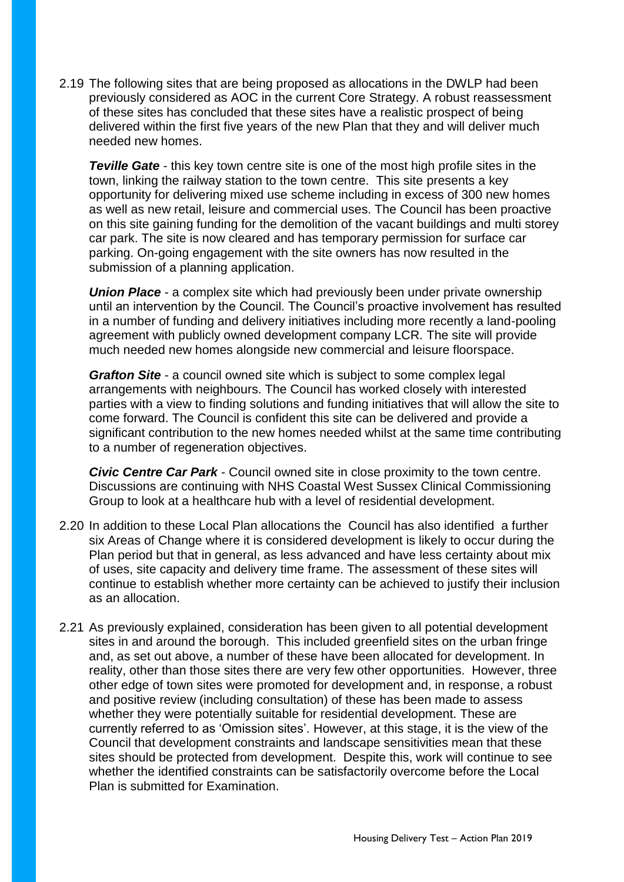2.19 The following sites that are being proposed as allocations in the DWLP had been previously considered as AOC in the current Core Strategy. A robust reassessment of these sites has concluded that these sites have a realistic prospect of being delivered within the first five years of the new Plan that they and will deliver much needed new homes.

***Teville Gate*** - this key town centre site is one of the most high profile sites in the town, linking the railway station to the town centre. This site presents a key opportunity for delivering mixed use scheme including in excess of 300 new homes as well as new retail, leisure and commercial uses. The Council has been proactive on this site gaining funding for the demolition of the vacant buildings and multi storey car park. The site is now cleared and has temporary permission for surface car parking. On-going engagement with the site owners has now resulted in the submission of a planning application.

***Union Place*** - a complex site which had previously been under private ownership until an intervention by the Council. The Council's proactive involvement has resulted in a number of funding and delivery initiatives including more recently a land-pooling agreement with publicly owned development company LCR. The site will provide much needed new homes alongside new commercial and leisure floorspace.

***Grafton Site*** - a council owned site which is subject to some complex legal arrangements with neighbours. The Council has worked closely with interested parties with a view to finding solutions and funding initiatives that will allow the site to come forward. The Council is confident this site can be delivered and provide a significant contribution to the new homes needed whilst at the same time contributing to a number of regeneration objectives.

***Civic Centre Car Park*** - Council owned site in close proximity to the town centre. Discussions are continuing with NHS Coastal West Sussex Clinical Commissioning Group to look at a healthcare hub with a level of residential development.

2.20 In addition to these Local Plan allocations the Council has also identified a further six Areas of Change where it is considered development is likely to occur during the Plan period but that in general, as less advanced and have less certainty about mix of uses, site capacity and delivery time frame. The assessment of these sites will continue to establish whether more certainty can be achieved to justify their inclusion as an allocation.

2.21 As previously explained, consideration has been given to all potential development sites in and around the borough. This included greenfield sites on the urban fringe and, as set out above, a number of these have been allocated for development. In reality, other than those sites there are very few other opportunities. However, three other edge of town sites were promoted for development and, in response, a robust and positive review (including consultation) of these has been made to assess whether they were potentially suitable for residential development. These are currently referred to as 'Omission sites'. However, at this stage, it is the view of the Council that development constraints and landscape sensitivities mean that these sites should be protected from development. Despite this, work will continue to see whether the identified constraints can be satisfactorily overcome before the Local Plan is submitted for Examination.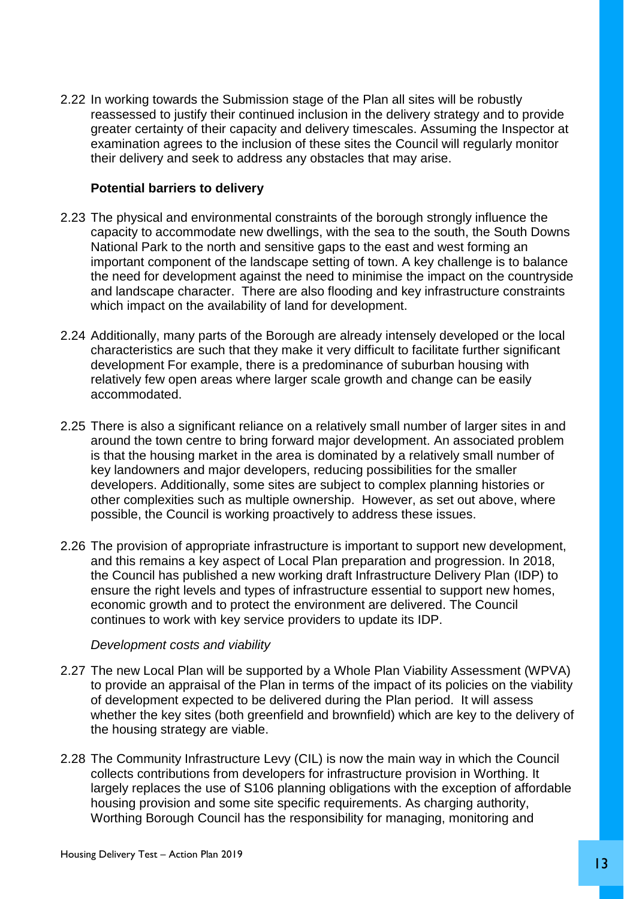2.22 In working towards the Submission stage of the Plan all sites will be robustly reassessed to justify their continued inclusion in the delivery strategy and to provide greater certainty of their capacity and delivery timescales. Assuming the Inspector at examination agrees to the inclusion of these sites the Council will regularly monitor their delivery and seek to address any obstacles that may arise.

**Potential barriers to delivery**

2.23 The physical and environmental constraints of the borough strongly influence the capacity to accommodate new dwellings, with the sea to the south, the South Downs National Park to the north and sensitive gaps to the east and west forming an important component of the landscape setting of town. A key challenge is to balance the need for development against the need to minimise the impact on the countryside and landscape character. There are also flooding and key infrastructure constraints which impact on the availability of land for development.

2.24 Additionally, many parts of the Borough are already intensely developed or the local characteristics are such that they make it very difficult to facilitate further significant development For example, there is a predominance of suburban housing with relatively few open areas where larger scale growth and change can be easily accommodated.

2.25 There is also a significant reliance on a relatively small number of larger sites in and around the town centre to bring forward major development. An associated problem is that the housing market in the area is dominated by a relatively small number of key landowners and major developers, reducing possibilities for the smaller developers. Additionally, some sites are subject to complex planning histories or other complexities such as multiple ownership. However, as set out above, where possible, the Council is working proactively to address these issues.

2.26 The provision of appropriate infrastructure is important to support new development, and this remains a key aspect of Local Plan preparation and progression. In 2018, the Council has published a new working draft Infrastructure Delivery Plan (IDP) to ensure the right levels and types of infrastructure essential to support new homes, economic growth and to protect the environment are delivered. The Council continues to work with key service providers to update its IDP.

*Development costs and viability*

2.27 The new Local Plan will be supported by a Whole Plan Viability Assessment (WPVA) to provide an appraisal of the Plan in terms of the impact of its policies on the viability of development expected to be delivered during the Plan period. It will assess whether the key sites (both greenfield and brownfield) which are key to the delivery of the housing strategy are viable.

2.28 The Community Infrastructure Levy (CIL) is now the main way in which the Council collects contributions from developers for infrastructure provision in Worthing. It largely replaces the use of S106 planning obligations with the exception of affordable housing provision and some site specific requirements. As charging authority, Worthing Borough Council has the responsibility for managing, monitoring and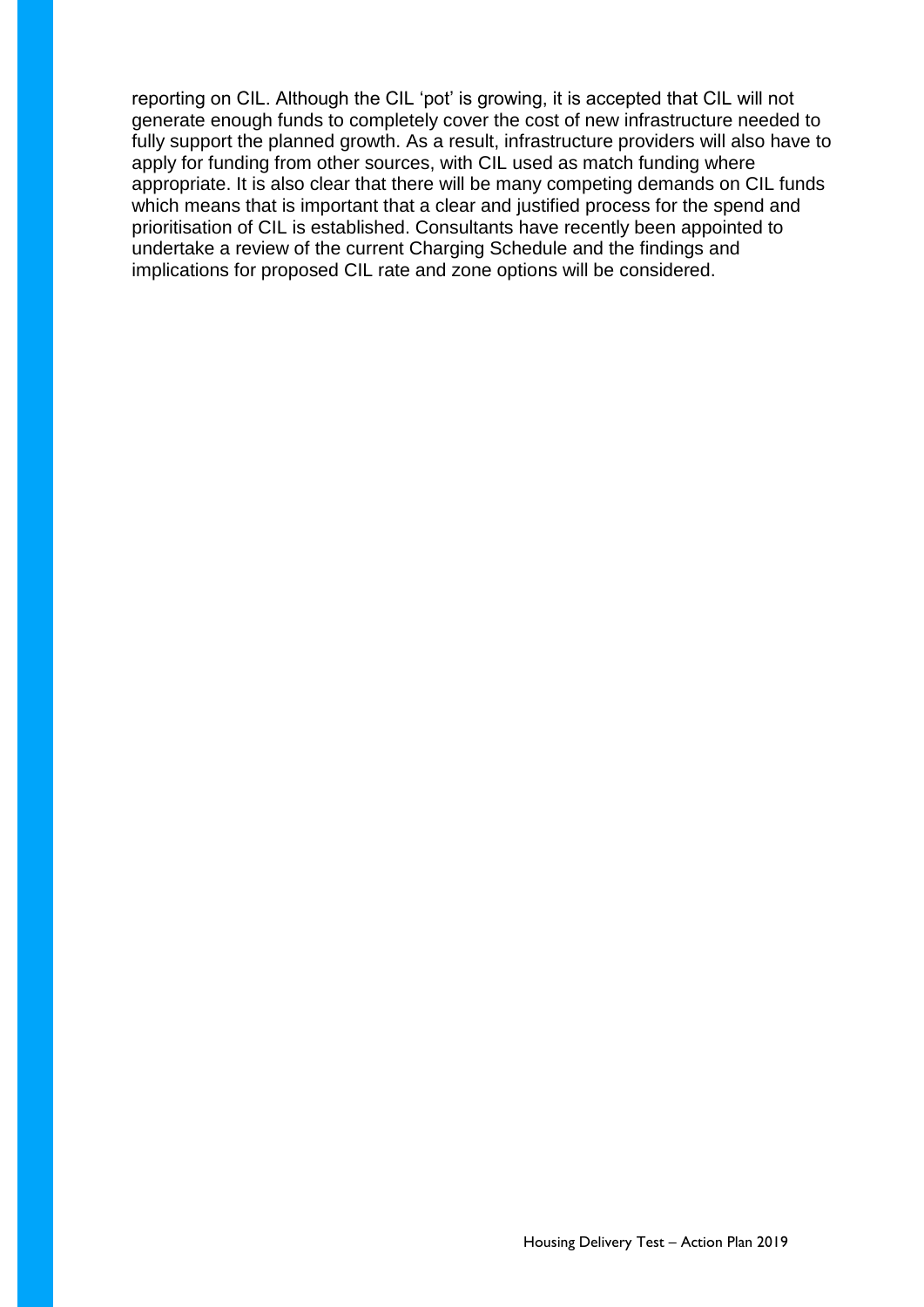reporting on CIL. Although the CIL 'pot' is growing, it is accepted that CIL will not generate enough funds to completely cover the cost of new infrastructure needed to fully support the planned growth. As a result, infrastructure providers will also have to apply for funding from other sources, with CIL used as match funding where appropriate. It is also clear that there will be many competing demands on CIL funds which means that is important that a clear and justified process for the spend and prioritisation of CIL is established. Consultants have recently been appointed to undertake a review of the current Charging Schedule and the findings and implications for proposed CIL rate and zone options will be considered.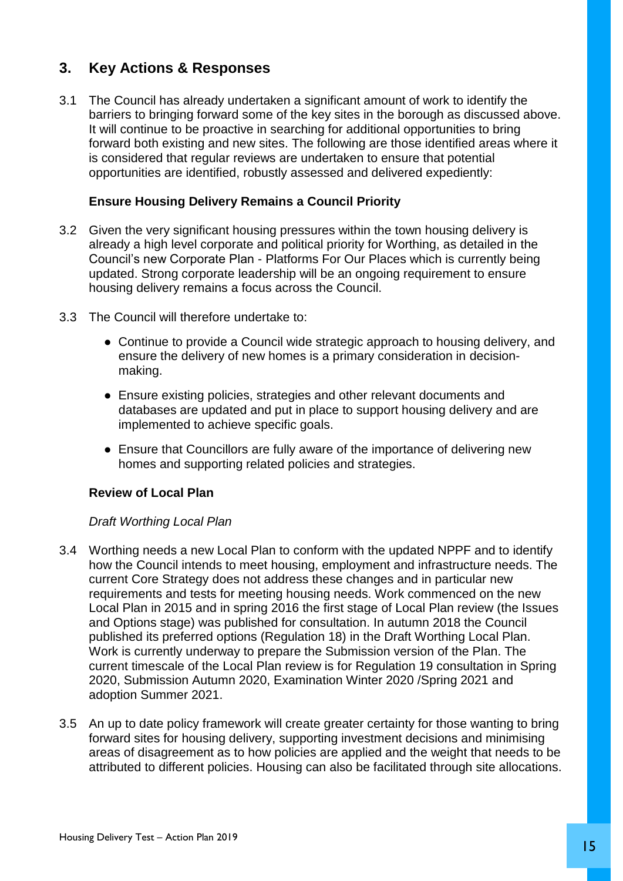## 3. Key Actions & Responses

3.1 The Council has already undertaken a significant amount of work to identify the barriers to bringing forward some of the key sites in the borough as discussed above. It will continue to be proactive in searching for additional opportunities to bring forward both existing and new sites. The following are those identified areas where it is considered that regular reviews are undertaken to ensure that potential opportunities are identified, robustly assessed and delivered expediently:

**Ensure Housing Delivery Remains a Council Priority**

3.2 Given the very significant housing pressures within the town housing delivery is already a high level corporate and political priority for Worthing, as detailed in the Council's new Corporate Plan - Platforms For Our Places which is currently being updated. Strong corporate leadership will be an ongoing requirement to ensure housing delivery remains a focus across the Council.

3.3 The Council will therefore undertake to:

- Continue to provide a Council wide strategic approach to housing delivery, and ensure the delivery of new homes is a primary consideration in decision-making.
- Ensure existing policies, strategies and other relevant documents and databases are updated and put in place to support housing delivery and are implemented to achieve specific goals.
- Ensure that Councillors are fully aware of the importance of delivering new homes and supporting related policies and strategies.

**Review of Local Plan**

*Draft Worthing Local Plan*

3.4 Worthing needs a new Local Plan to conform with the updated NPPF and to identify how the Council intends to meet housing, employment and infrastructure needs. The current Core Strategy does not address these changes and in particular new requirements and tests for meeting housing needs. Work commenced on the new Local Plan in 2015 and in spring 2016 the first stage of Local Plan review (the Issues and Options stage) was published for consultation. In autumn 2018 the Council published its preferred options (Regulation 18) in the Draft Worthing Local Plan. Work is currently underway to prepare the Submission version of the Plan. The current timescale of the Local Plan review is for Regulation 19 consultation in Spring 2020, Submission Autumn 2020, Examination Winter 2020 /Spring 2021 and adoption Summer 2021.

3.5 An up to date policy framework will create greater certainty for those wanting to bring forward sites for housing delivery, supporting investment decisions and minimising areas of disagreement as to how policies are applied and the weight that needs to be attributed to different policies. Housing can also be facilitated through site allocations.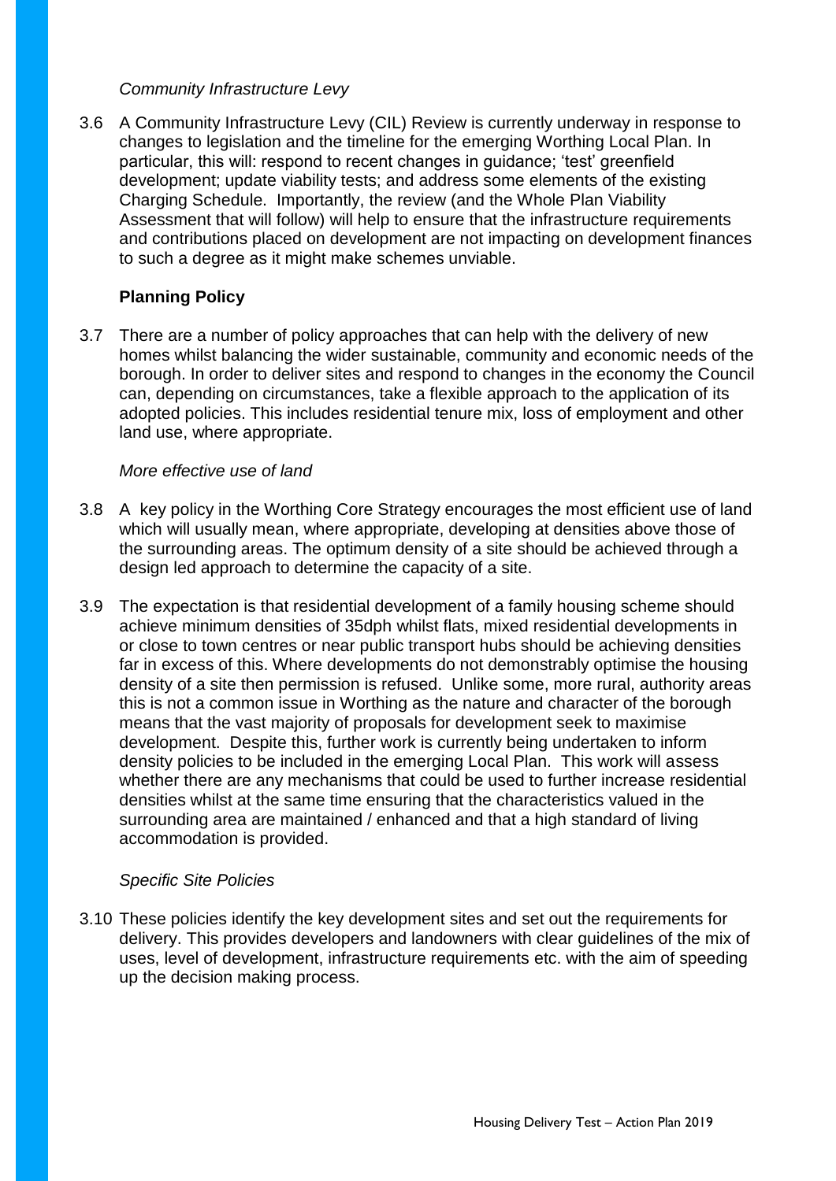*Community Infrastructure Levy*

3.6 A Community Infrastructure Levy (CIL) Review is currently underway in response to changes to legislation and the timeline for the emerging Worthing Local Plan. In particular, this will: respond to recent changes in guidance; 'test' greenfield development; update viability tests; and address some elements of the existing Charging Schedule. Importantly, the review (and the Whole Plan Viability Assessment that will follow) will help to ensure that the infrastructure requirements and contributions placed on development are not impacting on development finances to such a degree as it might make schemes unviable.

**Planning Policy**

3.7 There are a number of policy approaches that can help with the delivery of new homes whilst balancing the wider sustainable, community and economic needs of the borough. In order to deliver sites and respond to changes in the economy the Council can, depending on circumstances, take a flexible approach to the application of its adopted policies. This includes residential tenure mix, loss of employment and other land use, where appropriate.

*More effective use of land*

3.8 A key policy in the Worthing Core Strategy encourages the most efficient use of land which will usually mean, where appropriate, developing at densities above those of the surrounding areas. The optimum density of a site should be achieved through a design led approach to determine the capacity of a site.

3.9 The expectation is that residential development of a family housing scheme should achieve minimum densities of 35dph whilst flats, mixed residential developments in or close to town centres or near public transport hubs should be achieving densities far in excess of this. Where developments do not demonstrably optimise the housing density of a site then permission is refused. Unlike some, more rural, authority areas this is not a common issue in Worthing as the nature and character of the borough means that the vast majority of proposals for development seek to maximise development. Despite this, further work is currently being undertaken to inform density policies to be included in the emerging Local Plan. This work will assess whether there are any mechanisms that could be used to further increase residential densities whilst at the same time ensuring that the characteristics valued in the surrounding area are maintained / enhanced and that a high standard of living accommodation is provided.

*Specific Site Policies*

3.10 These policies identify the key development sites and set out the requirements for delivery. This provides developers and landowners with clear guidelines of the mix of uses, level of development, infrastructure requirements etc. with the aim of speeding up the decision making process.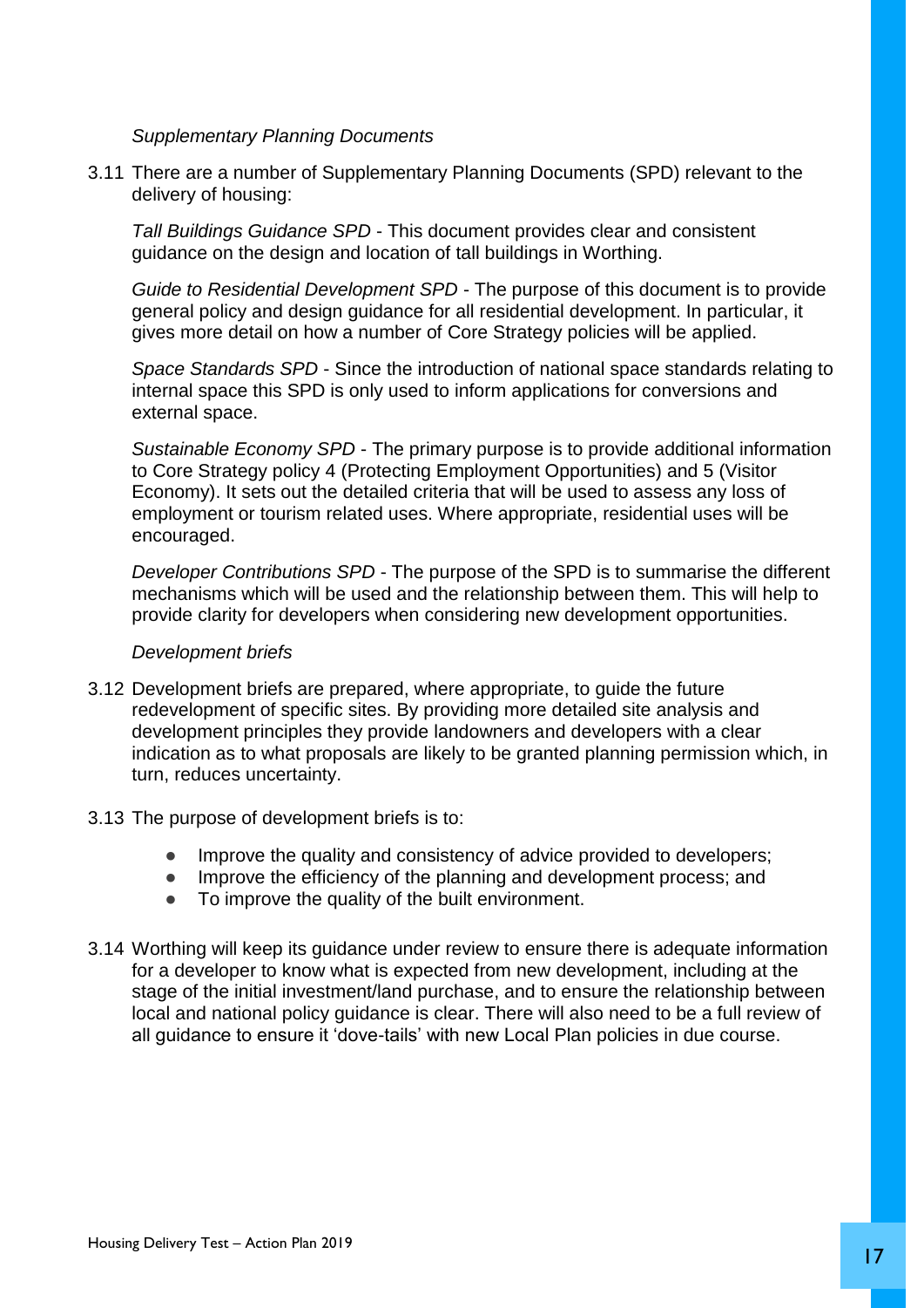*Supplementary Planning Documents*

3.11 There are a number of Supplementary Planning Documents (SPD) relevant to the delivery of housing:

*Tall Buildings Guidance SPD* - This document provides clear and consistent guidance on the design and location of tall buildings in Worthing.

*Guide to Residential Development SPD* - The purpose of this document is to provide general policy and design guidance for all residential development. In particular, it gives more detail on how a number of Core Strategy policies will be applied.

*Space Standards SPD* - Since the introduction of national space standards relating to internal space this SPD is only used to inform applications for conversions and external space.

*Sustainable Economy SPD* - The primary purpose is to provide additional information to Core Strategy policy 4 (Protecting Employment Opportunities) and 5 (Visitor Economy). It sets out the detailed criteria that will be used to assess any loss of employment or tourism related uses. Where appropriate, residential uses will be encouraged.

*Developer Contributions SPD* - The purpose of the SPD is to summarise the different mechanisms which will be used and the relationship between them. This will help to provide clarity for developers when considering new development opportunities.

*Development briefs*

3.12 Development briefs are prepared, where appropriate, to guide the future redevelopment of specific sites. By providing more detailed site analysis and development principles they provide landowners and developers with a clear indication as to what proposals are likely to be granted planning permission which, in turn, reduces uncertainty.

3.13 The purpose of development briefs is to:

- Improve the quality and consistency of advice provided to developers;
- Improve the efficiency of the planning and development process; and
- To improve the quality of the built environment.

3.14 Worthing will keep its guidance under review to ensure there is adequate information for a developer to know what is expected from new development, including at the stage of the initial investment/land purchase, and to ensure the relationship between local and national policy guidance is clear. There will also need to be a full review of all guidance to ensure it 'dove-tails' with new Local Plan policies in due course.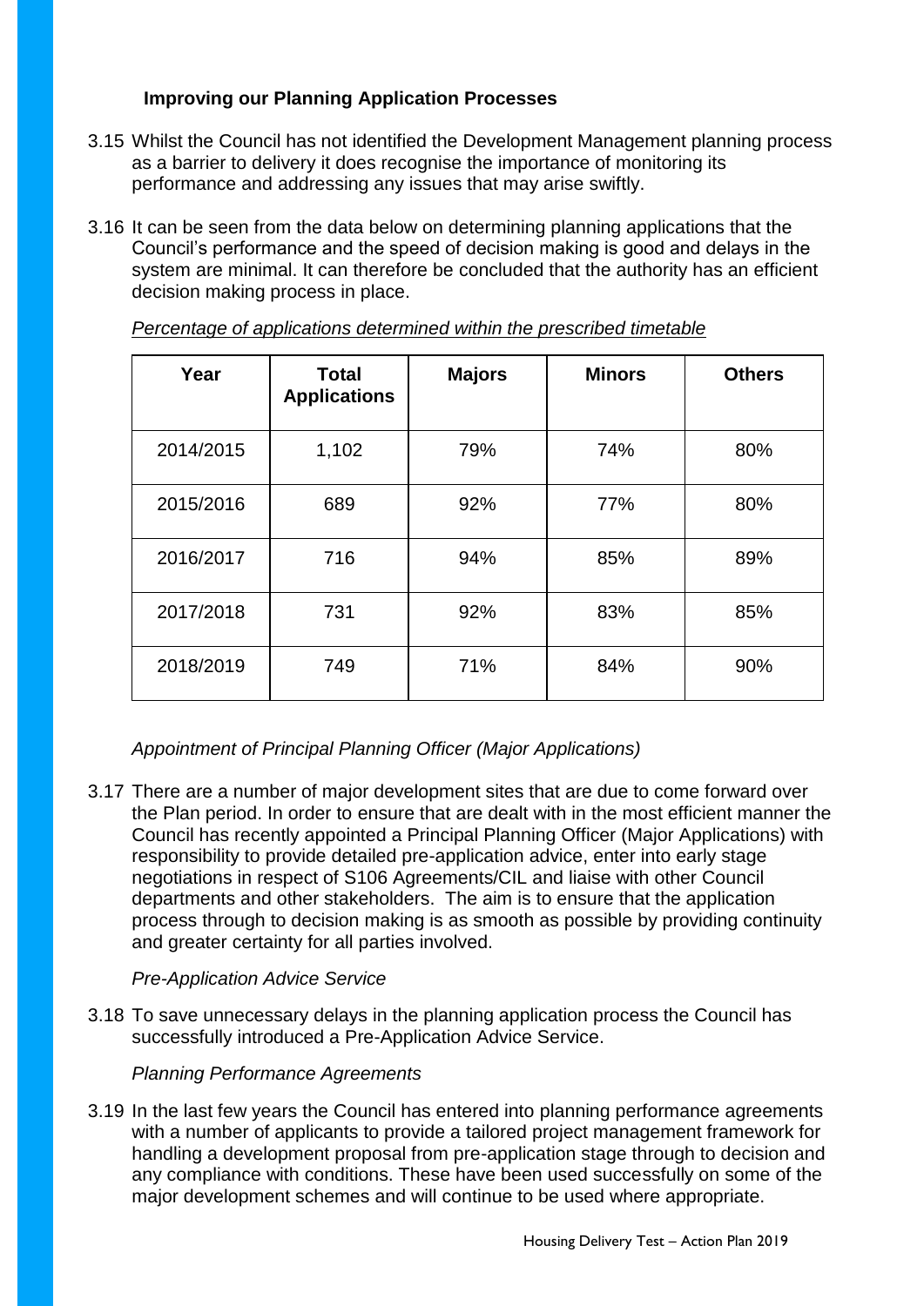### Improving our Planning Application Processes

3.15 Whilst the Council has not identified the Development Management planning process as a barrier to delivery it does recognise the importance of monitoring its performance and addressing any issues that may arise swiftly.

3.16 It can be seen from the data below on determining planning applications that the Council's performance and the speed of decision making is good and delays in the system are minimal. It can therefore be concluded that the authority has an efficient decision making process in place.

*Percentage of applications determined within the prescribed timetable*

| Year | Total Applications | Majors | Minors | Others |
|---|---|---|---|---|
| 2014/2015 | 1,102 | 79% | 74% | 80% |
| 2015/2016 | 689 | 92% | 77% | 80% |
| 2016/2017 | 716 | 94% | 85% | 89% |
| 2017/2018 | 731 | 92% | 83% | 85% |
| 2018/2019 | 749 | 71% | 84% | 90% |

*Appointment of Principal Planning Officer (Major Applications)*

3.17 There are a number of major development sites that are due to come forward over the Plan period. In order to ensure that are dealt with in the most efficient manner the Council has recently appointed a Principal Planning Officer (Major Applications) with responsibility to provide detailed pre-application advice, enter into early stage negotiations in respect of S106 Agreements/CIL and liaise with other Council departments and other stakeholders. The aim is to ensure that the application process through to decision making is as smooth as possible by providing continuity and greater certainty for all parties involved.

*Pre-Application Advice Service*

3.18 To save unnecessary delays in the planning application process the Council has successfully introduced a Pre-Application Advice Service.

*Planning Performance Agreements*

3.19 In the last few years the Council has entered into planning performance agreements with a number of applicants to provide a tailored project management framework for handling a development proposal from pre-application stage through to decision and any compliance with conditions. These have been used successfully on some of the major development schemes and will continue to be used where appropriate.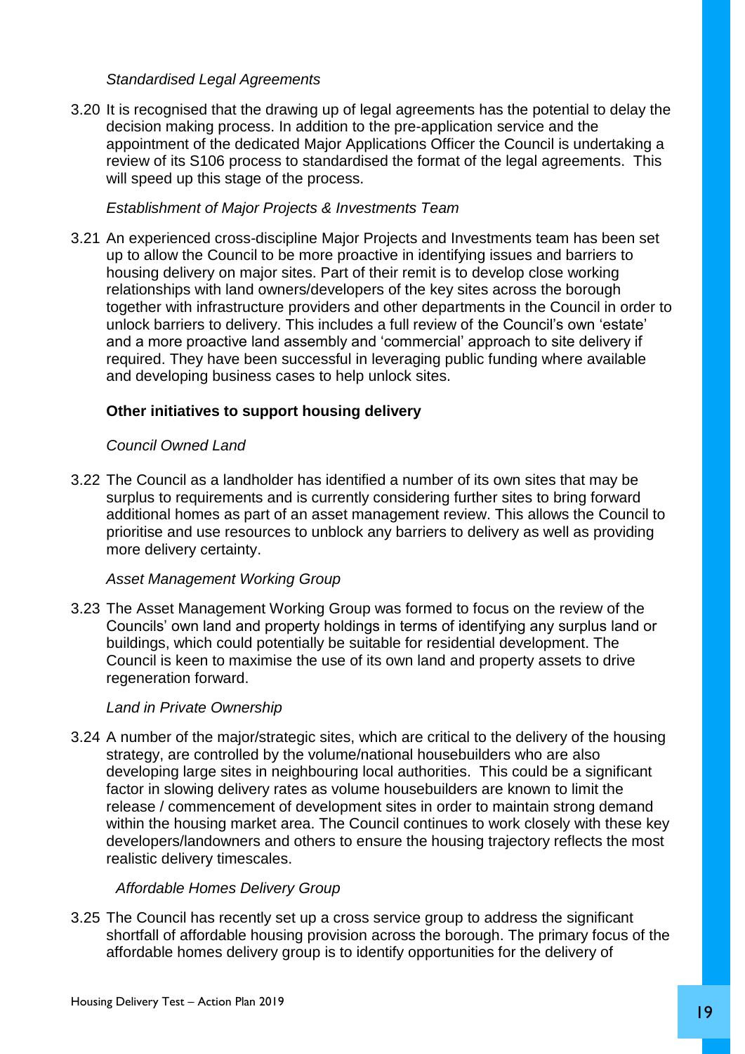*Standardised Legal Agreements*

3.20 It is recognised that the drawing up of legal agreements has the potential to delay the decision making process. In addition to the pre-application service and the appointment of the dedicated Major Applications Officer the Council is undertaking a review of its S106 process to standardised the format of the legal agreements. This will speed up this stage of the process.

*Establishment of Major Projects & Investments Team*

3.21 An experienced cross-discipline Major Projects and Investments team has been set up to allow the Council to be more proactive in identifying issues and barriers to housing delivery on major sites. Part of their remit is to develop close working relationships with land owners/developers of the key sites across the borough together with infrastructure providers and other departments in the Council in order to unlock barriers to delivery. This includes a full review of the Council's own 'estate' and a more proactive land assembly and 'commercial' approach to site delivery if required. They have been successful in leveraging public funding where available and developing business cases to help unlock sites.

**Other initiatives to support housing delivery**

*Council Owned Land*

3.22 The Council as a landholder has identified a number of its own sites that may be surplus to requirements and is currently considering further sites to bring forward additional homes as part of an asset management review. This allows the Council to prioritise and use resources to unblock any barriers to delivery as well as providing more delivery certainty.

*Asset Management Working Group*

3.23 The Asset Management Working Group was formed to focus on the review of the Councils' own land and property holdings in terms of identifying any surplus land or buildings, which could potentially be suitable for residential development. The Council is keen to maximise the use of its own land and property assets to drive regeneration forward.

*Land in Private Ownership*

3.24 A number of the major/strategic sites, which are critical to the delivery of the housing strategy, are controlled by the volume/national housebuilders who are also developing large sites in neighbouring local authorities. This could be a significant factor in slowing delivery rates as volume housebuilders are known to limit the release / commencement of development sites in order to maintain strong demand within the housing market area. The Council continues to work closely with these key developers/landowners and others to ensure the housing trajectory reflects the most realistic delivery timescales.

*Affordable Homes Delivery Group*

3.25 The Council has recently set up a cross service group to address the significant shortfall of affordable housing provision across the borough. The primary focus of the affordable homes delivery group is to identify opportunities for the delivery of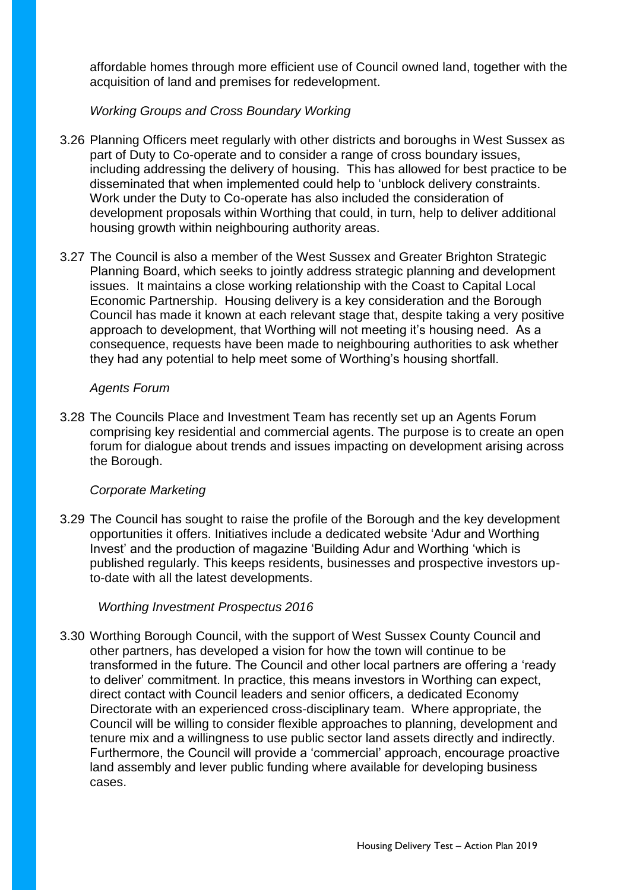affordable homes through more efficient use of Council owned land, together with the acquisition of land and premises for redevelopment.

*Working Groups and Cross Boundary Working*

3.26 Planning Officers meet regularly with other districts and boroughs in West Sussex as part of Duty to Co-operate and to consider a range of cross boundary issues, including addressing the delivery of housing. This has allowed for best practice to be disseminated that when implemented could help to 'unblock delivery constraints. Work under the Duty to Co-operate has also included the consideration of development proposals within Worthing that could, in turn, help to deliver additional housing growth within neighbouring authority areas.

3.27 The Council is also a member of the West Sussex and Greater Brighton Strategic Planning Board, which seeks to jointly address strategic planning and development issues. It maintains a close working relationship with the Coast to Capital Local Economic Partnership. Housing delivery is a key consideration and the Borough Council has made it known at each relevant stage that, despite taking a very positive approach to development, that Worthing will not meeting it's housing need. As a consequence, requests have been made to neighbouring authorities to ask whether they had any potential to help meet some of Worthing's housing shortfall.

*Agents Forum*

3.28 The Councils Place and Investment Team has recently set up an Agents Forum comprising key residential and commercial agents. The purpose is to create an open forum for dialogue about trends and issues impacting on development arising across the Borough.

*Corporate Marketing*

3.29 The Council has sought to raise the profile of the Borough and the key development opportunities it offers. Initiatives include a dedicated website 'Adur and Worthing Invest' and the production of magazine 'Building Adur and Worthing 'which is published regularly. This keeps residents, businesses and prospective investors up-to-date with all the latest developments.

*Worthing Investment Prospectus 2016*

3.30 Worthing Borough Council, with the support of West Sussex County Council and other partners, has developed a vision for how the town will continue to be transformed in the future. The Council and other local partners are offering a 'ready to deliver' commitment. In practice, this means investors in Worthing can expect, direct contact with Council leaders and senior officers, a dedicated Economy Directorate with an experienced cross-disciplinary team. Where appropriate, the Council will be willing to consider flexible approaches to planning, development and tenure mix and a willingness to use public sector land assets directly and indirectly. Furthermore, the Council will provide a 'commercial' approach, encourage proactive land assembly and lever public funding where available for developing business cases.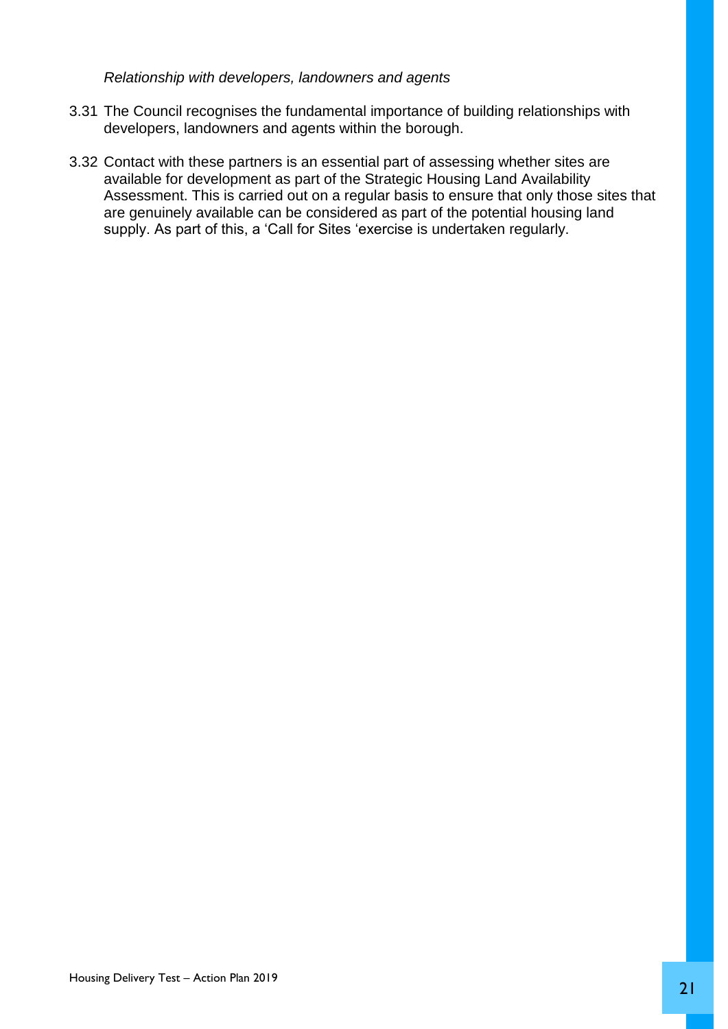*Relationship with developers, landowners and agents*

3.31 The Council recognises the fundamental importance of building relationships with developers, landowners and agents within the borough.

3.32 Contact with these partners is an essential part of assessing whether sites are available for development as part of the Strategic Housing Land Availability Assessment. This is carried out on a regular basis to ensure that only those sites that are genuinely available can be considered as part of the potential housing land supply. As part of this, a 'Call for Sites 'exercise is undertaken regularly.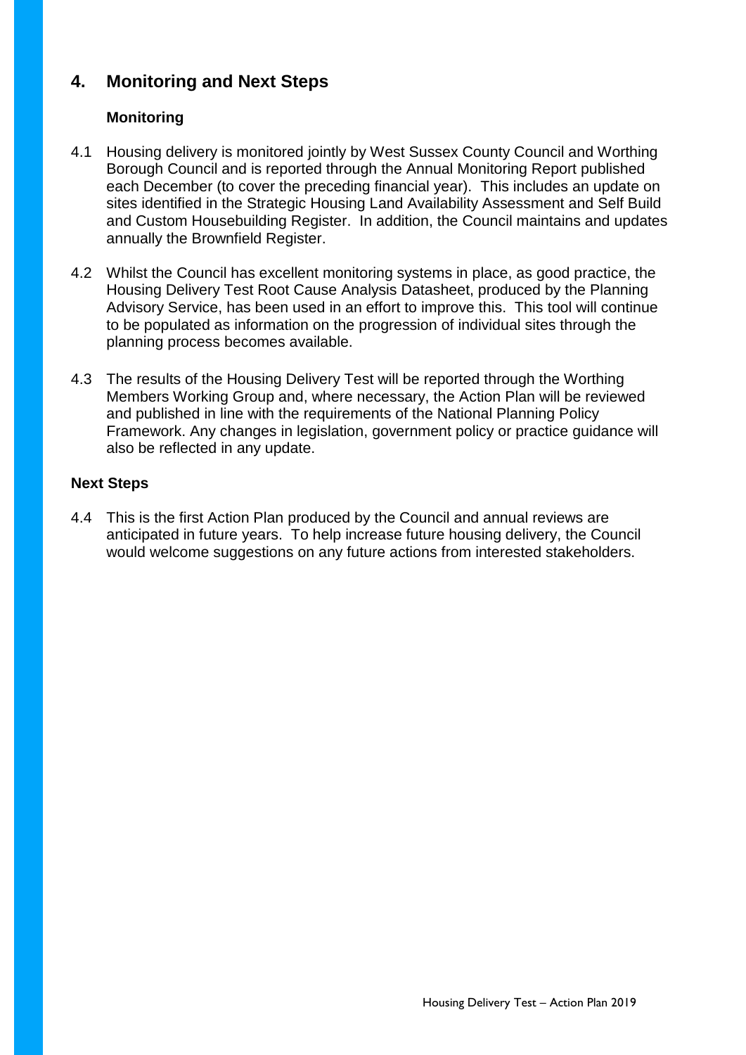## 4. Monitoring and Next Steps

### Monitoring

4.1 Housing delivery is monitored jointly by West Sussex County Council and Worthing Borough Council and is reported through the Annual Monitoring Report published each December (to cover the preceding financial year). This includes an update on sites identified in the Strategic Housing Land Availability Assessment and Self Build and Custom Housebuilding Register. In addition, the Council maintains and updates annually the Brownfield Register.

4.2 Whilst the Council has excellent monitoring systems in place, as good practice, the Housing Delivery Test Root Cause Analysis Datasheet, produced by the Planning Advisory Service, has been used in an effort to improve this. This tool will continue to be populated as information on the progression of individual sites through the planning process becomes available.

4.3 The results of the Housing Delivery Test will be reported through the Worthing Members Working Group and, where necessary, the Action Plan will be reviewed and published in line with the requirements of the National Planning Policy Framework. Any changes in legislation, government policy or practice guidance will also be reflected in any update.

### Next Steps

4.4 This is the first Action Plan produced by the Council and annual reviews are anticipated in future years. To help increase future housing delivery, the Council would welcome suggestions on any future actions from interested stakeholders.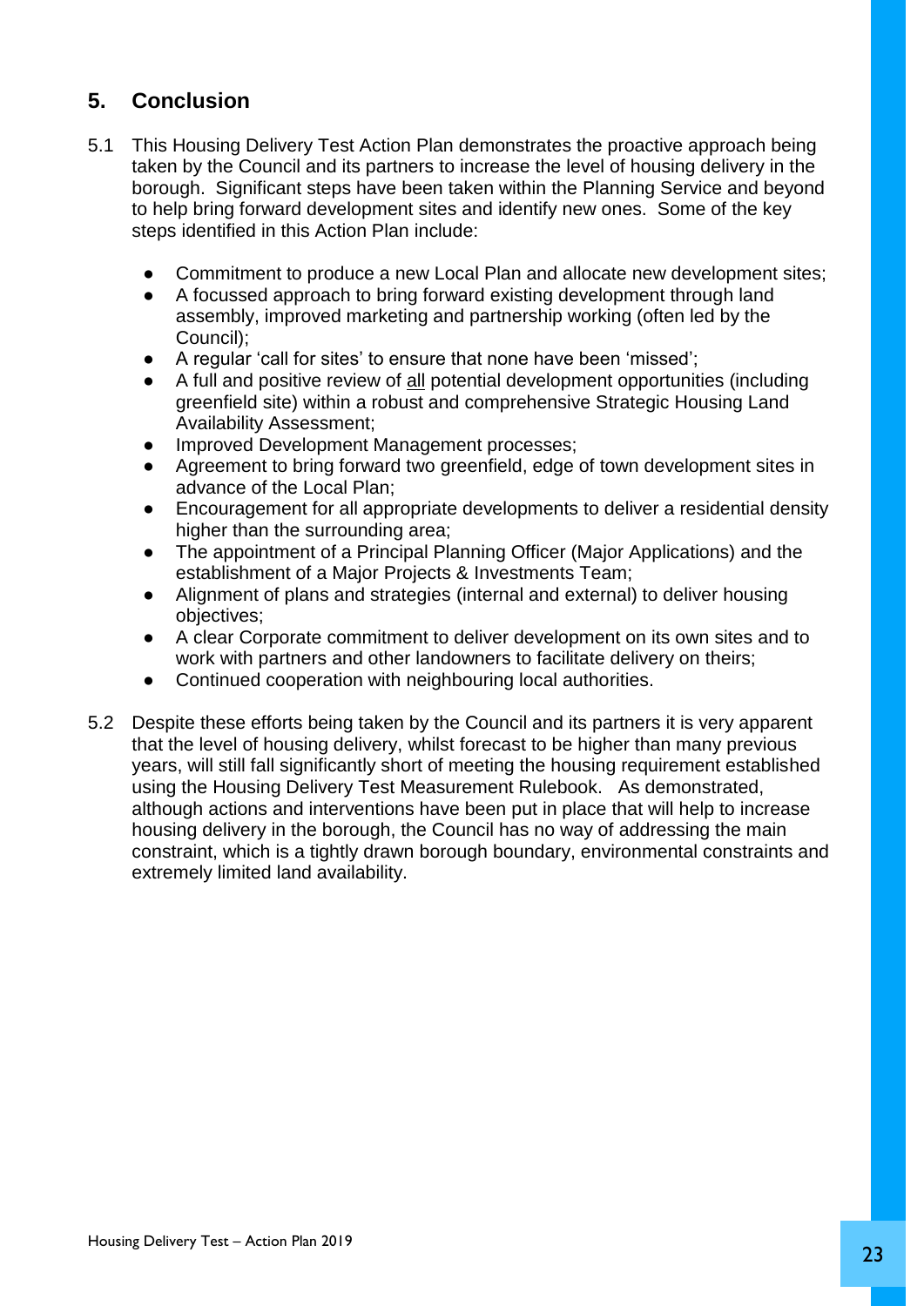## 5. Conclusion

5.1 This Housing Delivery Test Action Plan demonstrates the proactive approach being taken by the Council and its partners to increase the level of housing delivery in the borough. Significant steps have been taken within the Planning Service and beyond to help bring forward development sites and identify new ones. Some of the key steps identified in this Action Plan include:

- Commitment to produce a new Local Plan and allocate new development sites;
- A focussed approach to bring forward existing development through land assembly, improved marketing and partnership working (often led by the Council);
- A regular 'call for sites' to ensure that none have been 'missed';
- A full and positive review of <u>all</u> potential development opportunities (including greenfield site) within a robust and comprehensive Strategic Housing Land Availability Assessment;
- Improved Development Management processes;
- Agreement to bring forward two greenfield, edge of town development sites in advance of the Local Plan;
- Encouragement for all appropriate developments to deliver a residential density higher than the surrounding area;
- The appointment of a Principal Planning Officer (Major Applications) and the establishment of a Major Projects & Investments Team;
- Alignment of plans and strategies (internal and external) to deliver housing objectives;
- A clear Corporate commitment to deliver development on its own sites and to work with partners and other landowners to facilitate delivery on theirs;
- Continued cooperation with neighbouring local authorities.

5.2 Despite these efforts being taken by the Council and its partners it is very apparent that the level of housing delivery, whilst forecast to be higher than many previous years, will still fall significantly short of meeting the housing requirement established using the Housing Delivery Test Measurement Rulebook. As demonstrated, although actions and interventions have been put in place that will help to increase housing delivery in the borough, the Council has no way of addressing the main constraint, which is a tightly drawn borough boundary, environmental constraints and extremely limited land availability.